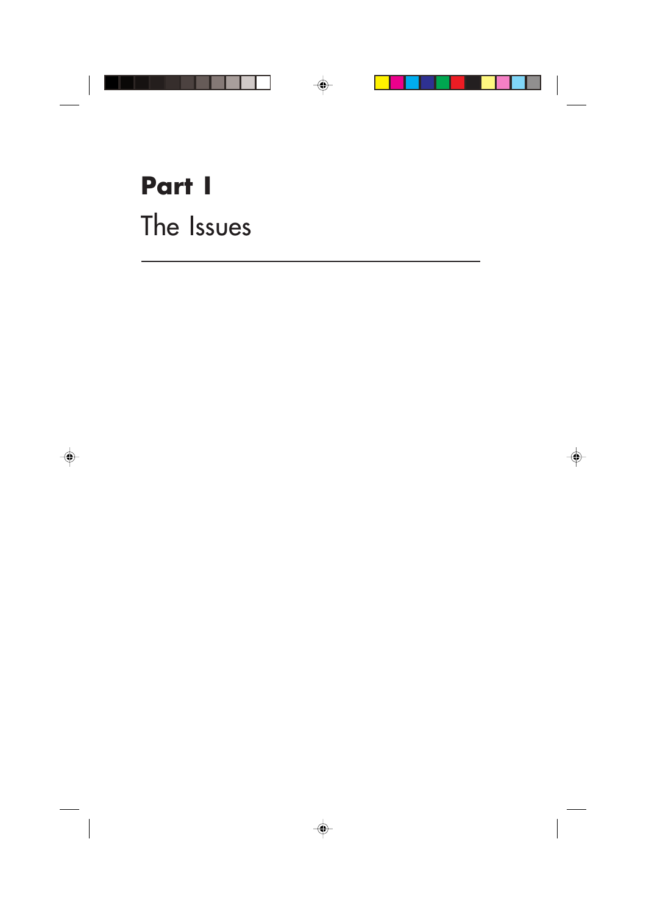# Part I

## The Issues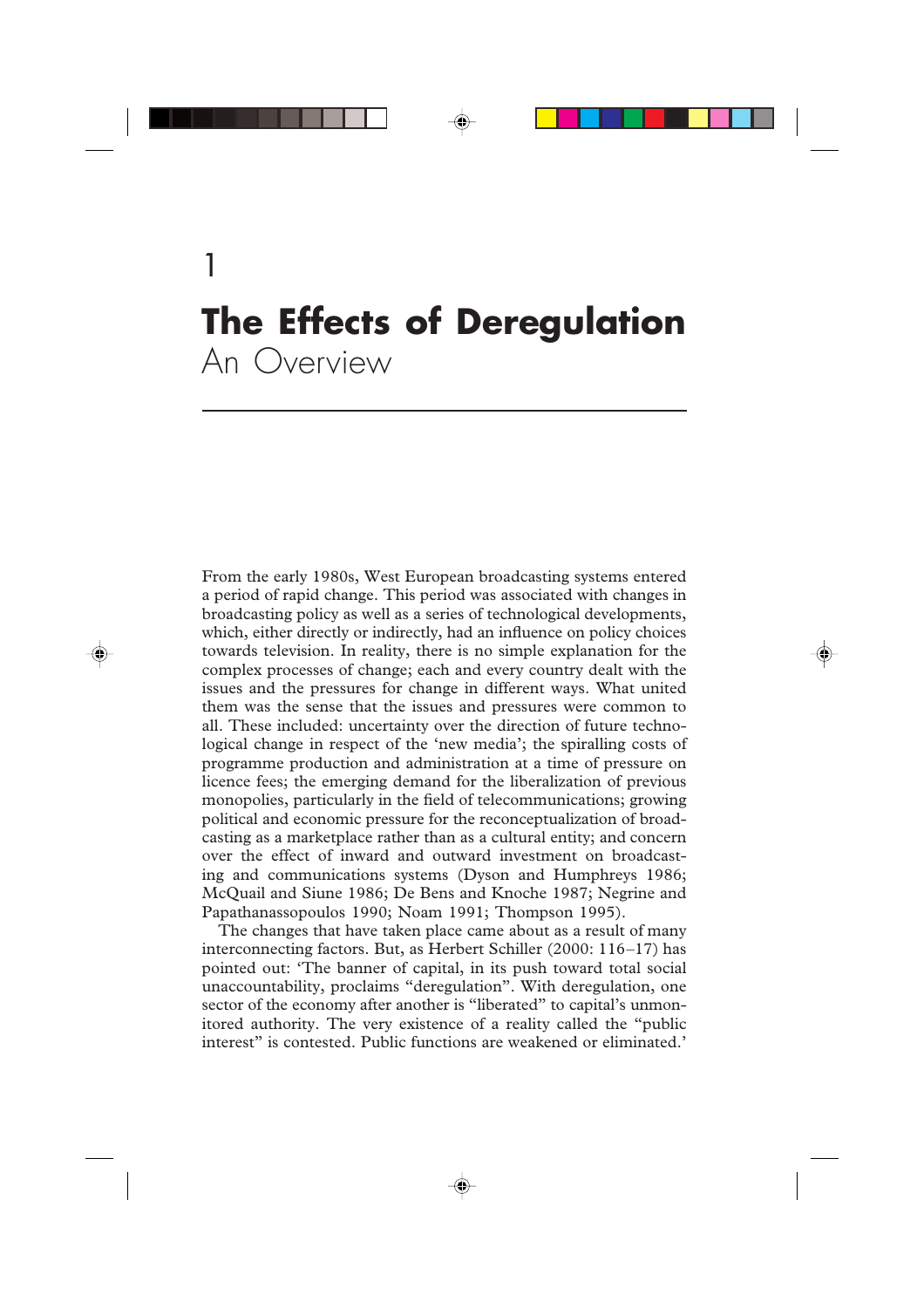# 1

# The Effects of Deregulation
## An Overview

From the early 1980s, West European broadcasting systems entered a period of rapid change. This period was associated with changes in broadcasting policy as well as a series of technological developments, which, either directly or indirectly, had an influence on policy choices towards television. In reality, there is no simple explanation for the complex processes of change; each and every country dealt with the issues and the pressures for change in different ways. What united them was the sense that the issues and pressures were common to all. These included: uncertainty over the direction of future technological change in respect of the 'new media'; the spiralling costs of programme production and administration at a time of pressure on licence fees; the emerging demand for the liberalization of previous monopolies, particularly in the field of telecommunications; growing political and economic pressure for the reconceptualization of broadcasting as a marketplace rather than as a cultural entity; and concern over the effect of inward and outward investment on broadcasting and communications systems (Dyson and Humphreys 1986; McQuail and Siune 1986; De Bens and Knoche 1987; Negrine and Papathanassopoulos 1990; Noam 1991; Thompson 1995).

The changes that have taken place came about as a result of many interconnecting factors. But, as Herbert Schiller (2000: 116–17) has pointed out: 'The banner of capital, in its push toward total social unaccountability, proclaims "deregulation". With deregulation, one sector of the economy after another is "liberated" to capital's unmonitored authority. The very existence of a reality called the "public interest" is contested. Public functions are weakened or eliminated.'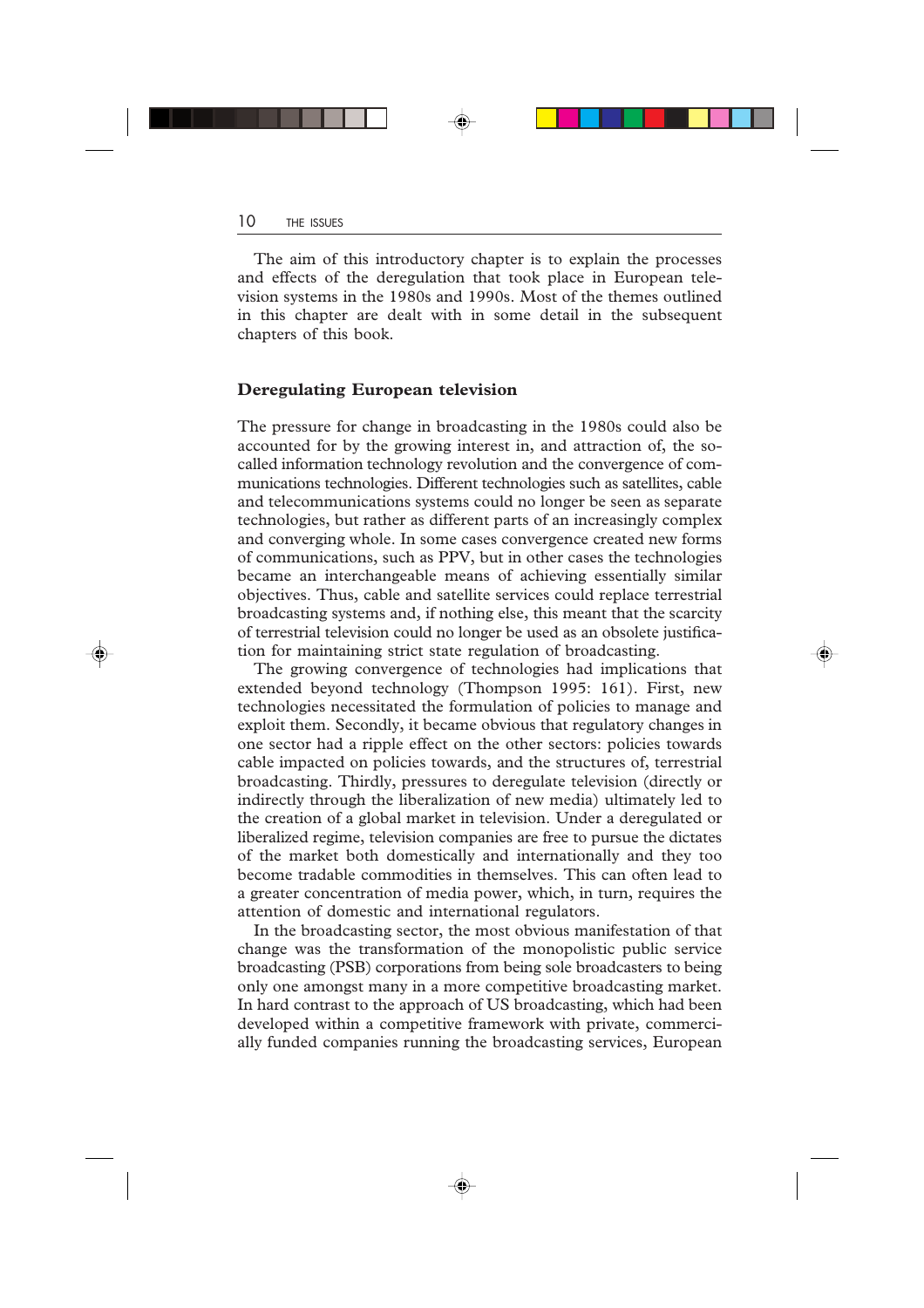The aim of this introductory chapter is to explain the processes and effects of the deregulation that took place in European television systems in the 1980s and 1990s. Most of the themes outlined in this chapter are dealt with in some detail in the subsequent chapters of this book.

## Deregulating European television

The pressure for change in broadcasting in the 1980s could also be accounted for by the growing interest in, and attraction of, the so-called information technology revolution and the convergence of communications technologies. Different technologies such as satellites, cable and telecommunications systems could no longer be seen as separate technologies, but rather as different parts of an increasingly complex and converging whole. In some cases convergence created new forms of communications, such as PPV, but in other cases the technologies became an interchangeable means of achieving essentially similar objectives. Thus, cable and satellite services could replace terrestrial broadcasting systems and, if nothing else, this meant that the scarcity of terrestrial television could no longer be used as an obsolete justification for maintaining strict state regulation of broadcasting.

The growing convergence of technologies had implications that extended beyond technology (Thompson 1995: 161). First, new technologies necessitated the formulation of policies to manage and exploit them. Secondly, it became obvious that regulatory changes in one sector had a ripple effect on the other sectors: policies towards cable impacted on policies towards, and the structures of, terrestrial broadcasting. Thirdly, pressures to deregulate television (directly or indirectly through the liberalization of new media) ultimately led to the creation of a global market in television. Under a deregulated or liberalized regime, television companies are free to pursue the dictates of the market both domestically and internationally and they too become tradable commodities in themselves. This can often lead to a greater concentration of media power, which, in turn, requires the attention of domestic and international regulators.

In the broadcasting sector, the most obvious manifestation of that change was the transformation of the monopolistic public service broadcasting (PSB) corporations from being sole broadcasters to being only one amongst many in a more competitive broadcasting market. In hard contrast to the approach of US broadcasting, which had been developed within a competitive framework with private, commercially funded companies running the broadcasting services, European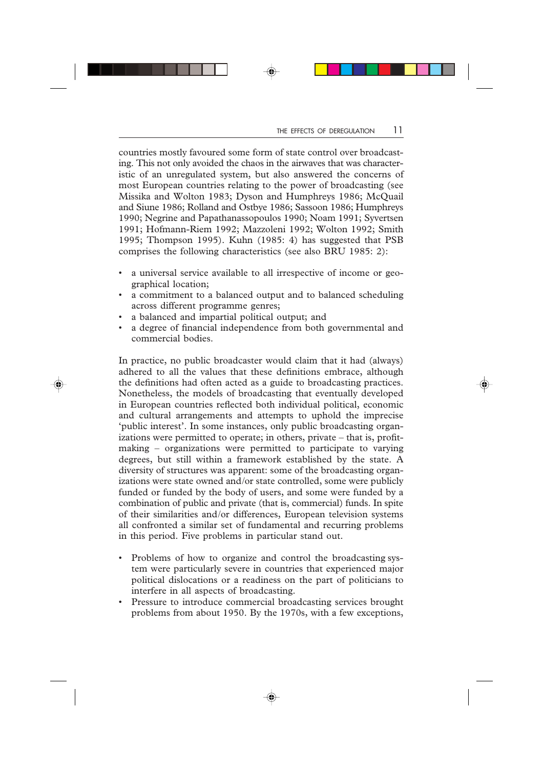countries mostly favoured some form of state control over broadcasting. This not only avoided the chaos in the airwaves that was characteristic of an unregulated system, but also answered the concerns of most European countries relating to the power of broadcasting (see Missika and Wolton 1983; Dyson and Humphreys 1986; McQuail and Siune 1986; Rolland and Ostbye 1986; Sassoon 1986; Humphreys 1990; Negrine and Papathanassopoulos 1990; Noam 1991; Syvertsen 1991; Hofmann-Riem 1992; Mazzoleni 1992; Wolton 1992; Smith 1995; Thompson 1995). Kuhn (1985: 4) has suggested that PSB comprises the following characteristics (see also BRU 1985: 2):

- a universal service available to all irrespective of income or geographical location;
- a commitment to a balanced output and to balanced scheduling across different programme genres;
- a balanced and impartial political output; and
- a degree of financial independence from both governmental and commercial bodies.

In practice, no public broadcaster would claim that it had (always) adhered to all the values that these definitions embrace, although the definitions had often acted as a guide to broadcasting practices. Nonetheless, the models of broadcasting that eventually developed in European countries reflected both individual political, economic and cultural arrangements and attempts to uphold the imprecise 'public interest'. In some instances, only public broadcasting organizations were permitted to operate; in others, private – that is, profit-making – organizations were permitted to participate to varying degrees, but still within a framework established by the state. A diversity of structures was apparent: some of the broadcasting organizations were state owned and/or state controlled, some were publicly funded or funded by the body of users, and some were funded by a combination of public and private (that is, commercial) funds. In spite of their similarities and/or differences, European television systems all confronted a similar set of fundamental and recurring problems in this period. Five problems in particular stand out.

- Problems of how to organize and control the broadcasting system were particularly severe in countries that experienced major political dislocations or a readiness on the part of politicians to interfere in all aspects of broadcasting.
- Pressure to introduce commercial broadcasting services brought problems from about 1950. By the 1970s, with a few exceptions,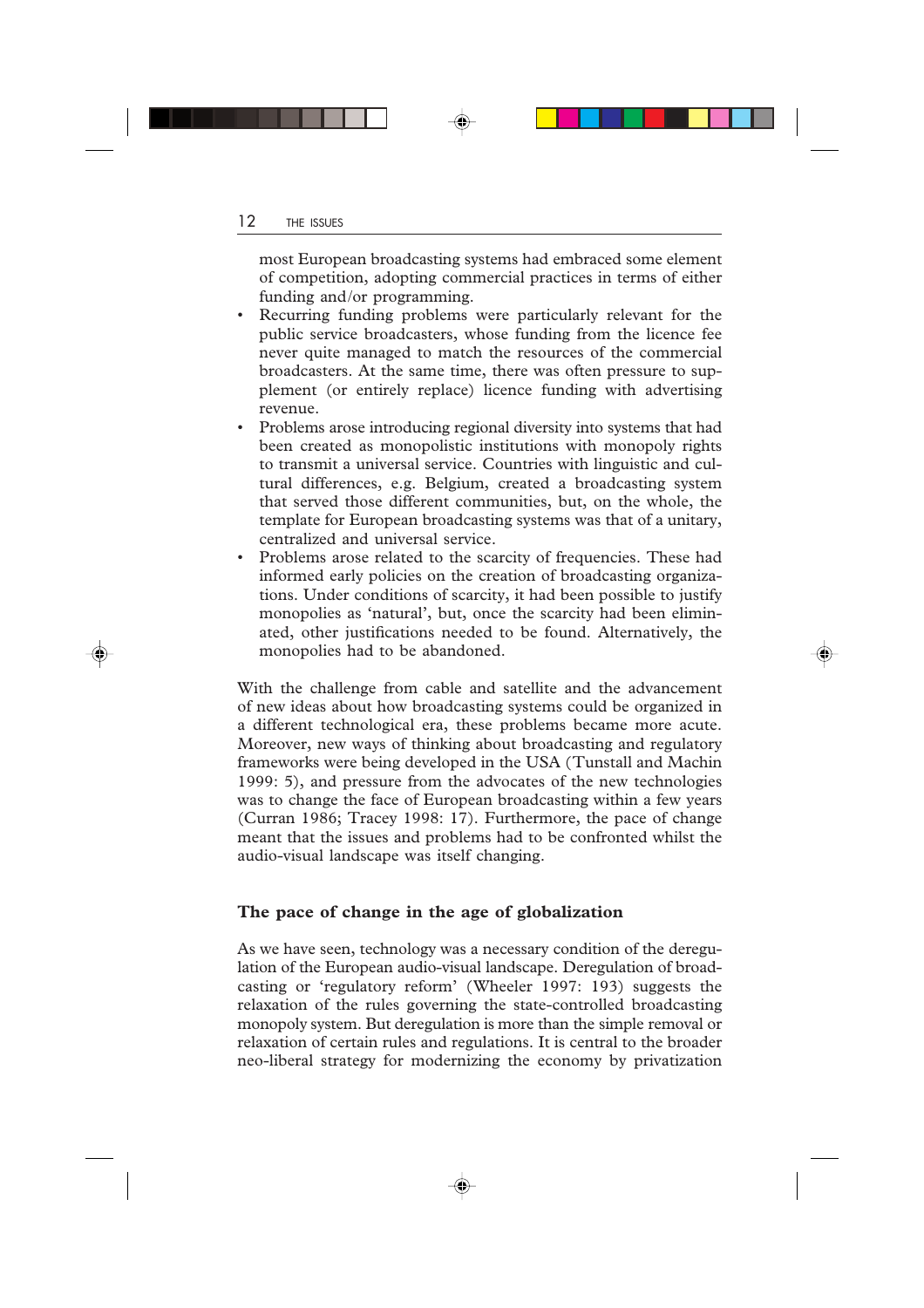most European broadcasting systems had embraced some element of competition, adopting commercial practices in terms of either funding and/or programming.

- Recurring funding problems were particularly relevant for the public service broadcasters, whose funding from the licence fee never quite managed to match the resources of the commercial broadcasters. At the same time, there was often pressure to supplement (or entirely replace) licence funding with advertising revenue.
- Problems arose introducing regional diversity into systems that had been created as monopolistic institutions with monopoly rights to transmit a universal service. Countries with linguistic and cultural differences, e.g. Belgium, created a broadcasting system that served those different communities, but, on the whole, the template for European broadcasting systems was that of a unitary, centralized and universal service.
- Problems arose related to the scarcity of frequencies. These had informed early policies on the creation of broadcasting organizations. Under conditions of scarcity, it had been possible to justify monopolies as 'natural', but, once the scarcity had been eliminated, other justifications needed to be found. Alternatively, the monopolies had to be abandoned.

With the challenge from cable and satellite and the advancement of new ideas about how broadcasting systems could be organized in a different technological era, these problems became more acute. Moreover, new ways of thinking about broadcasting and regulatory frameworks were being developed in the USA (Tunstall and Machin 1999: 5), and pressure from the advocates of the new technologies was to change the face of European broadcasting within a few years (Curran 1986; Tracey 1998: 17). Furthermore, the pace of change meant that the issues and problems had to be confronted whilst the audio-visual landscape was itself changing.

## The pace of change in the age of globalization

As we have seen, technology was a necessary condition of the deregulation of the European audio-visual landscape. Deregulation of broadcasting or 'regulatory reform' (Wheeler 1997: 193) suggests the relaxation of the rules governing the state-controlled broadcasting monopoly system. But deregulation is more than the simple removal or relaxation of certain rules and regulations. It is central to the broader neo-liberal strategy for modernizing the economy by privatization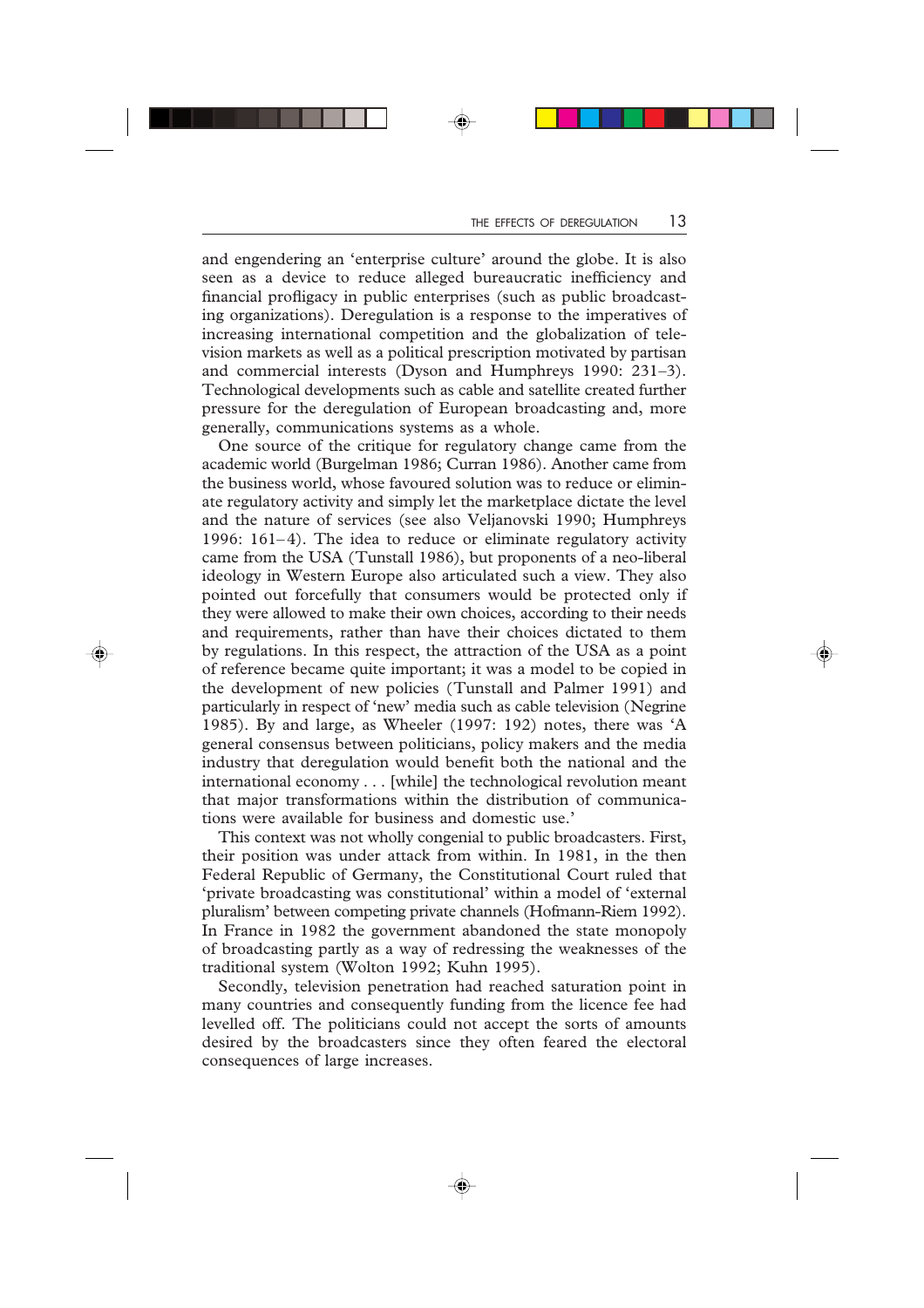and engendering an 'enterprise culture' around the globe. It is also seen as a device to reduce alleged bureaucratic inefficiency and financial profligacy in public enterprises (such as public broadcasting organizations). Deregulation is a response to the imperatives of increasing international competition and the globalization of television markets as well as a political prescription motivated by partisan and commercial interests (Dyson and Humphreys 1990: 231–3). Technological developments such as cable and satellite created further pressure for the deregulation of European broadcasting and, more generally, communications systems as a whole.

One source of the critique for regulatory change came from the academic world (Burgelman 1986; Curran 1986). Another came from the business world, whose favoured solution was to reduce or eliminate regulatory activity and simply let the marketplace dictate the level and the nature of services (see also Veljanovski 1990; Humphreys 1996: 161–4). The idea to reduce or eliminate regulatory activity came from the USA (Tunstall 1986), but proponents of a neo-liberal ideology in Western Europe also articulated such a view. They also pointed out forcefully that consumers would be protected only if they were allowed to make their own choices, according to their needs and requirements, rather than have their choices dictated to them by regulations. In this respect, the attraction of the USA as a point of reference became quite important; it was a model to be copied in the development of new policies (Tunstall and Palmer 1991) and particularly in respect of 'new' media such as cable television (Negrine 1985). By and large, as Wheeler (1997: 192) notes, there was 'A general consensus between politicians, policy makers and the media industry that deregulation would benefit both the national and the international economy . . . [while] the technological revolution meant that major transformations within the distribution of communications were available for business and domestic use.'

This context was not wholly congenial to public broadcasters. First, their position was under attack from within. In 1981, in the then Federal Republic of Germany, the Constitutional Court ruled that 'private broadcasting was constitutional' within a model of 'external pluralism' between competing private channels (Hofmann-Riem 1992). In France in 1982 the government abandoned the state monopoly of broadcasting partly as a way of redressing the weaknesses of the traditional system (Wolton 1992; Kuhn 1995).

Secondly, television penetration had reached saturation point in many countries and consequently funding from the licence fee had levelled off. The politicians could not accept the sorts of amounts desired by the broadcasters since they often feared the electoral consequences of large increases.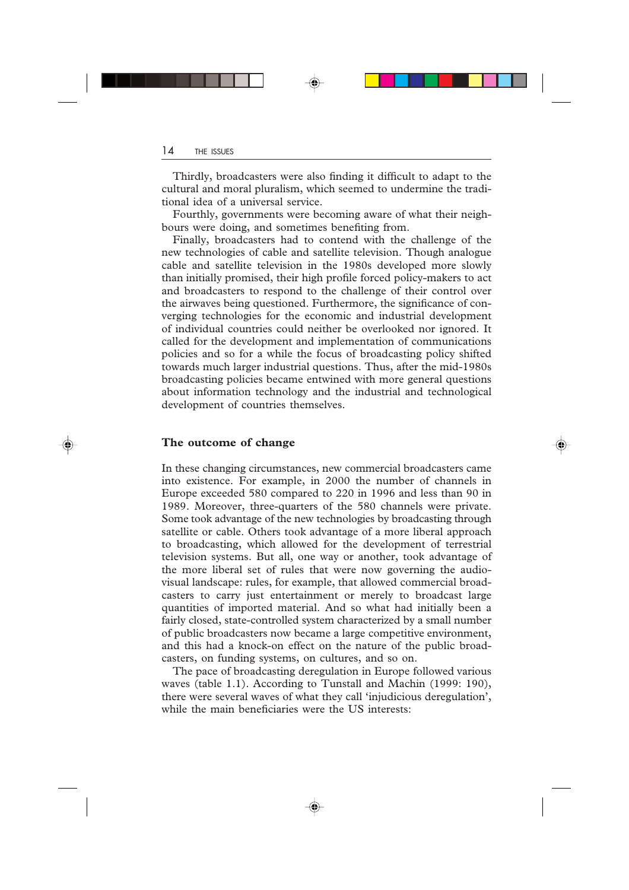Thirdly, broadcasters were also finding it difficult to adapt to the cultural and moral pluralism, which seemed to undermine the traditional idea of a universal service.

Fourthly, governments were becoming aware of what their neighbours were doing, and sometimes benefiting from.

Finally, broadcasters had to contend with the challenge of the new technologies of cable and satellite television. Though analogue cable and satellite television in the 1980s developed more slowly than initially promised, their high profile forced policy-makers to act and broadcasters to respond to the challenge of their control over the airwaves being questioned. Furthermore, the significance of converging technologies for the economic and industrial development of individual countries could neither be overlooked nor ignored. It called for the development and implementation of communications policies and so for a while the focus of broadcasting policy shifted towards much larger industrial questions. Thus, after the mid-1980s broadcasting policies became entwined with more general questions about information technology and the industrial and technological development of countries themselves.

## The outcome of change

In these changing circumstances, new commercial broadcasters came into existence. For example, in 2000 the number of channels in Europe exceeded 580 compared to 220 in 1996 and less than 90 in 1989. Moreover, three-quarters of the 580 channels were private. Some took advantage of the new technologies by broadcasting through satellite or cable. Others took advantage of a more liberal approach to broadcasting, which allowed for the development of terrestrial television systems. But all, one way or another, took advantage of the more liberal set of rules that were now governing the audiovisual landscape: rules, for example, that allowed commercial broadcasters to carry just entertainment or merely to broadcast large quantities of imported material. And so what had initially been a fairly closed, state-controlled system characterized by a small number of public broadcasters now became a large competitive environment, and this had a knock-on effect on the nature of the public broadcasters, on funding systems, on cultures, and so on.

The pace of broadcasting deregulation in Europe followed various waves (table 1.1). According to Tunstall and Machin (1999: 190), there were several waves of what they call 'injudicious deregulation', while the main beneficiaries were the US interests: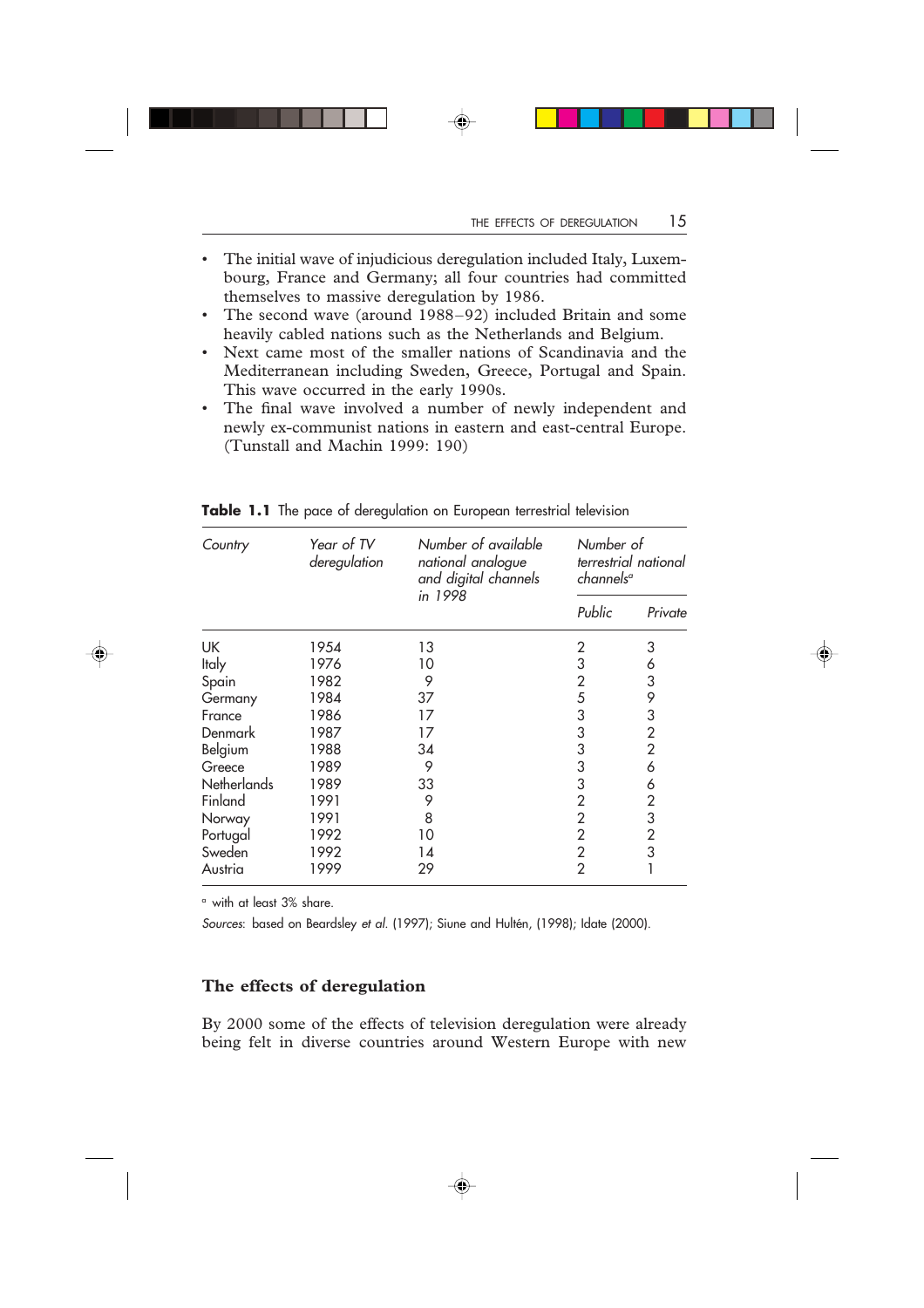- The initial wave of injudicious deregulation included Italy, Luxembourg, France and Germany; all four countries had committed themselves to massive deregulation by 1986.
- The second wave (around 1988–92) included Britain and some heavily cabled nations such as the Netherlands and Belgium.
- Next came most of the smaller nations of Scandinavia and the Mediterranean including Sweden, Greece, Portugal and Spain. This wave occurred in the early 1990s.
- The final wave involved a number of newly independent and newly ex-communist nations in eastern and east-central Europe. (Tunstall and Machin 1999: 190)

**Table 1.1** The pace of deregulation on European terrestrial television

| *Country* | *Year of TV deregulation* | *Number of available national analogue and digital channels in 1998* | *Number of terrestrial national channels*[a] | |
|---|---|---|---|---|
| | | | *Public* | *Private* |
| UK | 1954 | 13 | 2 | 3 |
| Italy | 1976 | 10 | 3 | 6 |
| Spain | 1982 | 9 | 2 | 3 |
| Germany | 1984 | 37 | 5 | 9 |
| France | 1986 | 17 | 3 | 3 |
| Denmark | 1987 | 17 | 3 | 2 |
| Belgium | 1988 | 34 | 3 | 2 |
| Greece | 1989 | 9 | 3 | 6 |
| Netherlands | 1989 | 33 | 3 | 6 |
| Finland | 1991 | 9 | 2 | 2 |
| Norway | 1991 | 8 | 2 | 3 |
| Portugal | 1992 | 10 | 2 | 2 |
| Sweden | 1992 | 14 | 2 | 3 |
| Austria | 1999 | 29 | 2 | 1 |

[a] with at least 3% share.

*Sources*: based on Beardsley *et al*. (1997); Siune and Hultén, (1998); Idate (2000).

## The effects of deregulation

By 2000 some of the effects of television deregulation were already being felt in diverse countries around Western Europe with new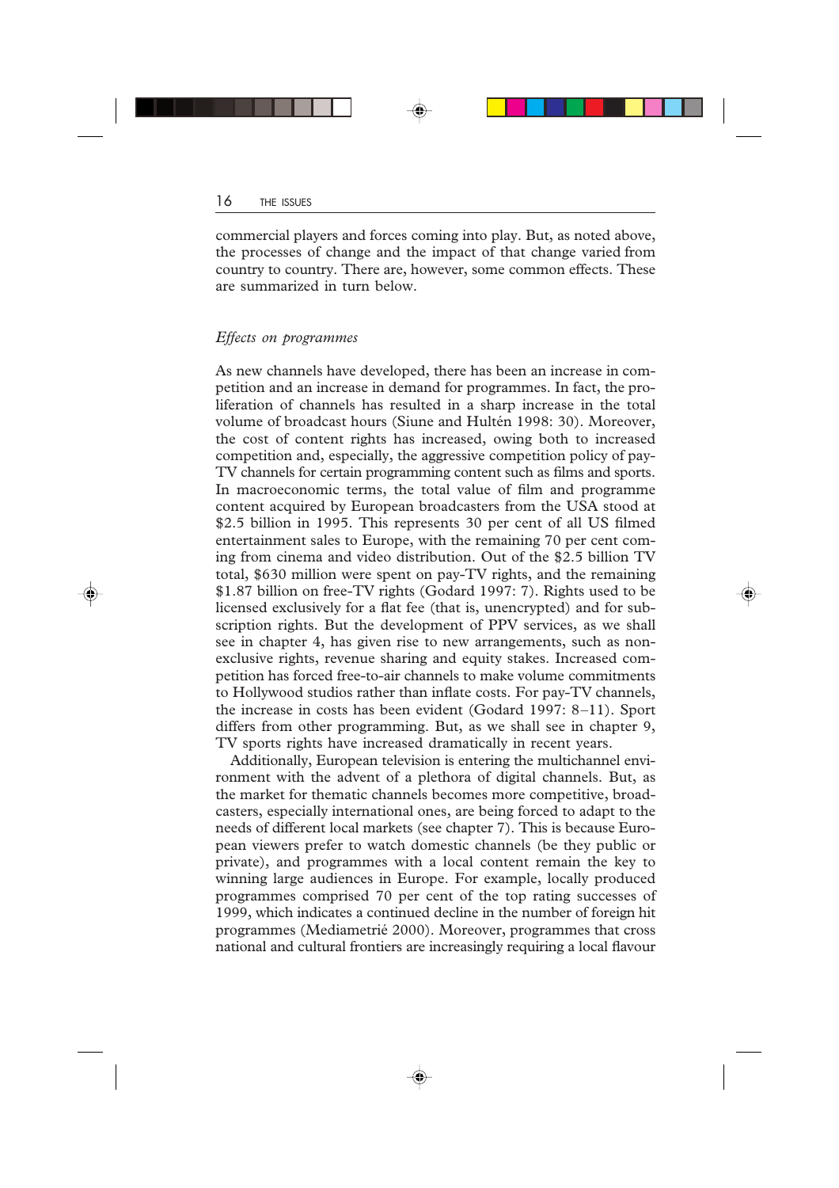commercial players and forces coming into play. But, as noted above, the processes of change and the impact of that change varied from country to country. There are, however, some common effects. These are summarized in turn below.

### *Effects on programmes*

As new channels have developed, there has been an increase in competition and an increase in demand for programmes. In fact, the proliferation of channels has resulted in a sharp increase in the total volume of broadcast hours (Siune and Hultén 1998: 30). Moreover, the cost of content rights has increased, owing both to increased competition and, especially, the aggressive competition policy of pay-TV channels for certain programming content such as films and sports. In macroeconomic terms, the total value of film and programme content acquired by European broadcasters from the USA stood at \$2.5 billion in 1995. This represents 30 per cent of all US filmed entertainment sales to Europe, with the remaining 70 per cent coming from cinema and video distribution. Out of the \$2.5 billion TV total, \$630 million were spent on pay-TV rights, and the remaining \$1.87 billion on free-TV rights (Godard 1997: 7). Rights used to be licensed exclusively for a flat fee (that is, unencrypted) and for subscription rights. But the development of PPV services, as we shall see in chapter 4, has given rise to new arrangements, such as non-exclusive rights, revenue sharing and equity stakes. Increased competition has forced free-to-air channels to make volume commitments to Hollywood studios rather than inflate costs. For pay-TV channels, the increase in costs has been evident (Godard 1997: 8–11). Sport differs from other programming. But, as we shall see in chapter 9, TV sports rights have increased dramatically in recent years.

Additionally, European television is entering the multichannel environment with the advent of a plethora of digital channels. But, as the market for thematic channels becomes more competitive, broadcasters, especially international ones, are being forced to adapt to the needs of different local markets (see chapter 7). This is because European viewers prefer to watch domestic channels (be they public or private), and programmes with a local content remain the key to winning large audiences in Europe. For example, locally produced programmes comprised 70 per cent of the top rating successes of 1999, which indicates a continued decline in the number of foreign hit programmes (Mediametrié 2000). Moreover, programmes that cross national and cultural frontiers are increasingly requiring a local flavour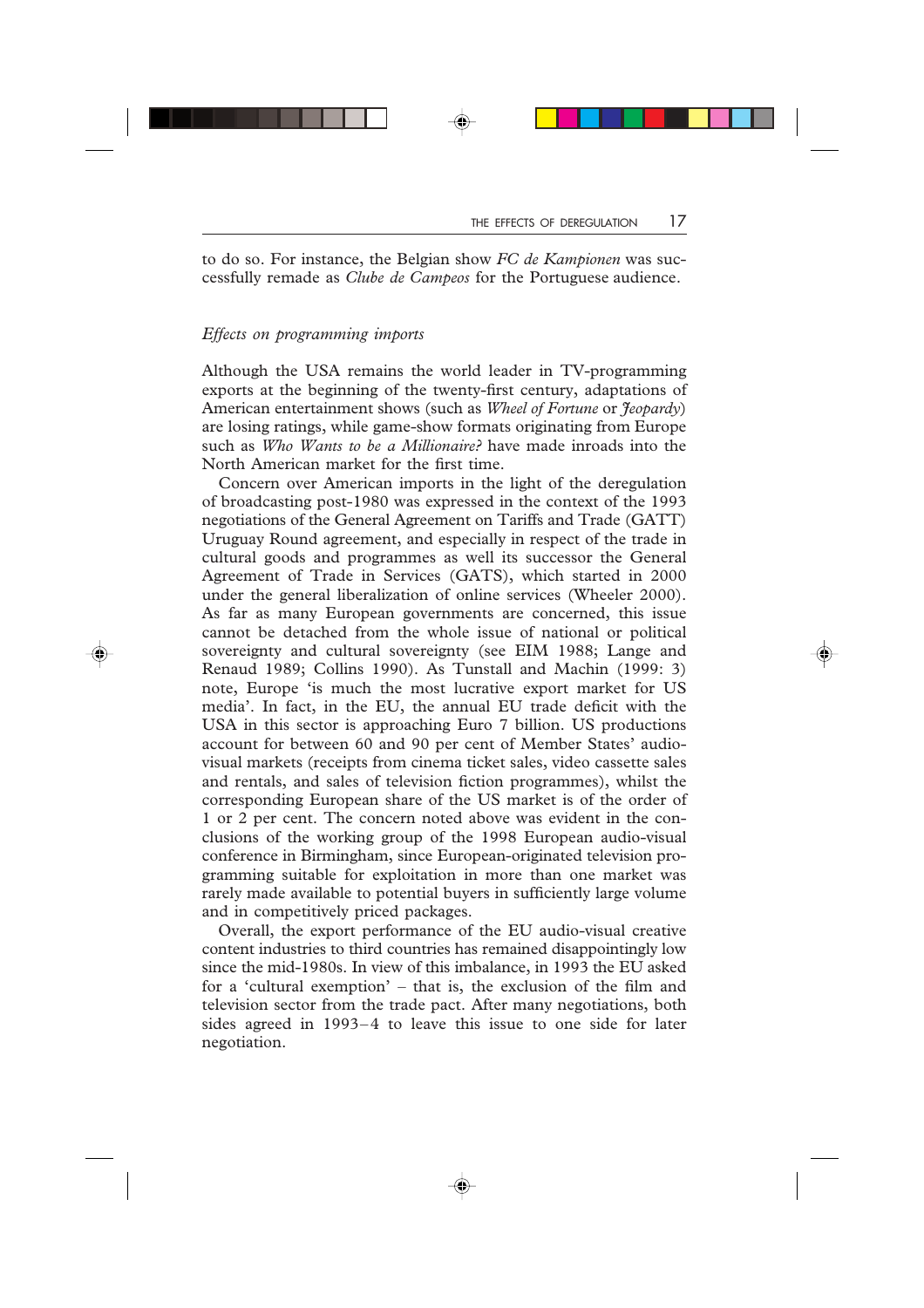to do so. For instance, the Belgian show *FC de Kampionen* was successfully remade as *Clube de Campeos* for the Portuguese audience.

### *Effects on programming imports*

Although the USA remains the world leader in TV-programming exports at the beginning of the twenty-first century, adaptations of American entertainment shows (such as *Wheel of Fortune* or *Jeopardy*) are losing ratings, while game-show formats originating from Europe such as *Who Wants to be a Millionaire?* have made inroads into the North American market for the first time.

Concern over American imports in the light of the deregulation of broadcasting post-1980 was expressed in the context of the 1993 negotiations of the General Agreement on Tariffs and Trade (GATT) Uruguay Round agreement, and especially in respect of the trade in cultural goods and programmes as well its successor the General Agreement of Trade in Services (GATS), which started in 2000 under the general liberalization of online services (Wheeler 2000). As far as many European governments are concerned, this issue cannot be detached from the whole issue of national or political sovereignty and cultural sovereignty (see EIM 1988; Lange and Renaud 1989; Collins 1990). As Tunstall and Machin (1999: 3) note, Europe 'is much the most lucrative export market for US media'. In fact, in the EU, the annual EU trade deficit with the USA in this sector is approaching Euro 7 billion. US productions account for between 60 and 90 per cent of Member States' audio-visual markets (receipts from cinema ticket sales, video cassette sales and rentals, and sales of television fiction programmes), whilst the corresponding European share of the US market is of the order of 1 or 2 per cent. The concern noted above was evident in the conclusions of the working group of the 1998 European audio-visual conference in Birmingham, since European-originated television programming suitable for exploitation in more than one market was rarely made available to potential buyers in sufficiently large volume and in competitively priced packages.

Overall, the export performance of the EU audio-visual creative content industries to third countries has remained disappointingly low since the mid-1980s. In view of this imbalance, in 1993 the EU asked for a 'cultural exemption' – that is, the exclusion of the film and television sector from the trade pact. After many negotiations, both sides agreed in 1993–4 to leave this issue to one side for later negotiation.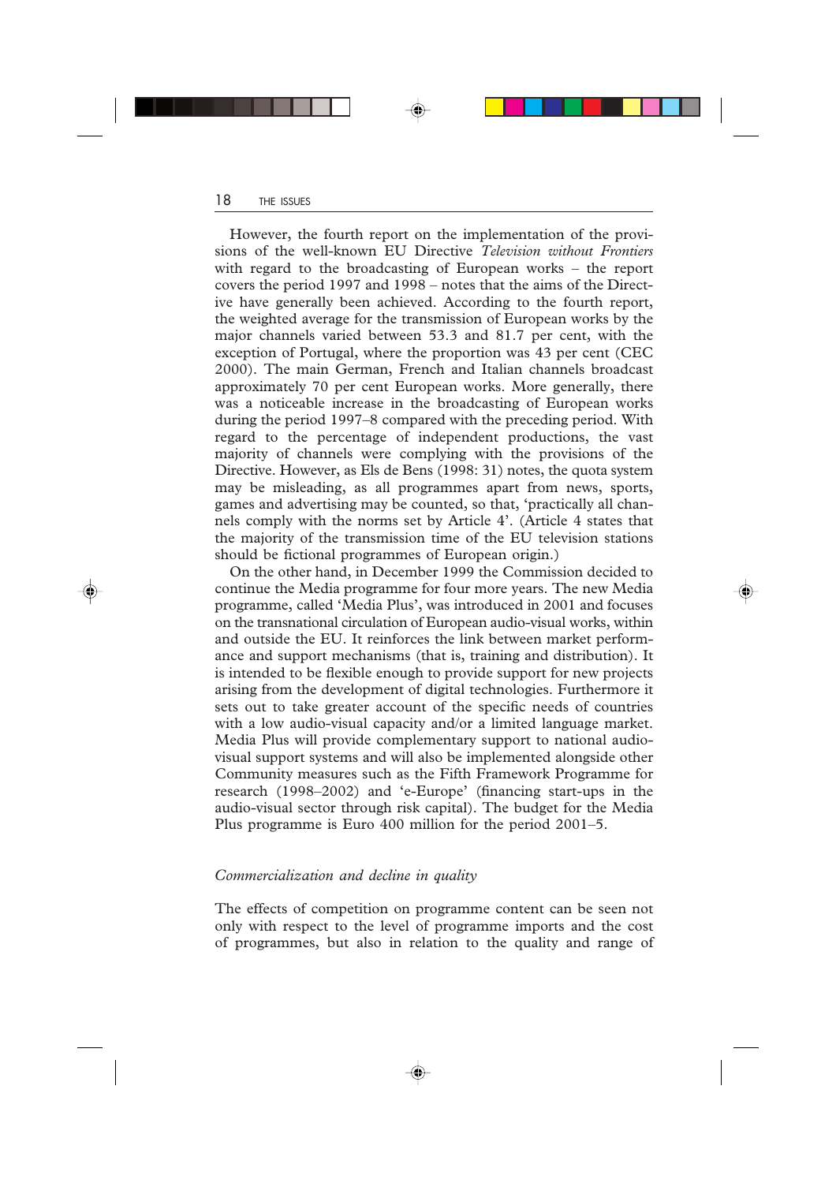However, the fourth report on the implementation of the provisions of the well-known EU Directive *Television without Frontiers* with regard to the broadcasting of European works – the report covers the period 1997 and 1998 – notes that the aims of the Directive have generally been achieved. According to the fourth report, the weighted average for the transmission of European works by the major channels varied between 53.3 and 81.7 per cent, with the exception of Portugal, where the proportion was 43 per cent (CEC 2000). The main German, French and Italian channels broadcast approximately 70 per cent European works. More generally, there was a noticeable increase in the broadcasting of European works during the period 1997–8 compared with the preceding period. With regard to the percentage of independent productions, the vast majority of channels were complying with the provisions of the Directive. However, as Els de Bens (1998: 31) notes, the quota system may be misleading, as all programmes apart from news, sports, games and advertising may be counted, so that, 'practically all channels comply with the norms set by Article 4'. (Article 4 states that the majority of the transmission time of the EU television stations should be fictional programmes of European origin.)

On the other hand, in December 1999 the Commission decided to continue the Media programme for four more years. The new Media programme, called 'Media Plus', was introduced in 2001 and focuses on the transnational circulation of European audio-visual works, within and outside the EU. It reinforces the link between market performance and support mechanisms (that is, training and distribution). It is intended to be flexible enough to provide support for new projects arising from the development of digital technologies. Furthermore it sets out to take greater account of the specific needs of countries with a low audio-visual capacity and/or a limited language market. Media Plus will provide complementary support to national audio-visual support systems and will also be implemented alongside other Community measures such as the Fifth Framework Programme for research (1998–2002) and 'e-Europe' (financing start-ups in the audio-visual sector through risk capital). The budget for the Media Plus programme is Euro 400 million for the period 2001–5.

### *Commercialization and decline in quality*

The effects of competition on programme content can be seen not only with respect to the level of programme imports and the cost of programmes, but also in relation to the quality and range of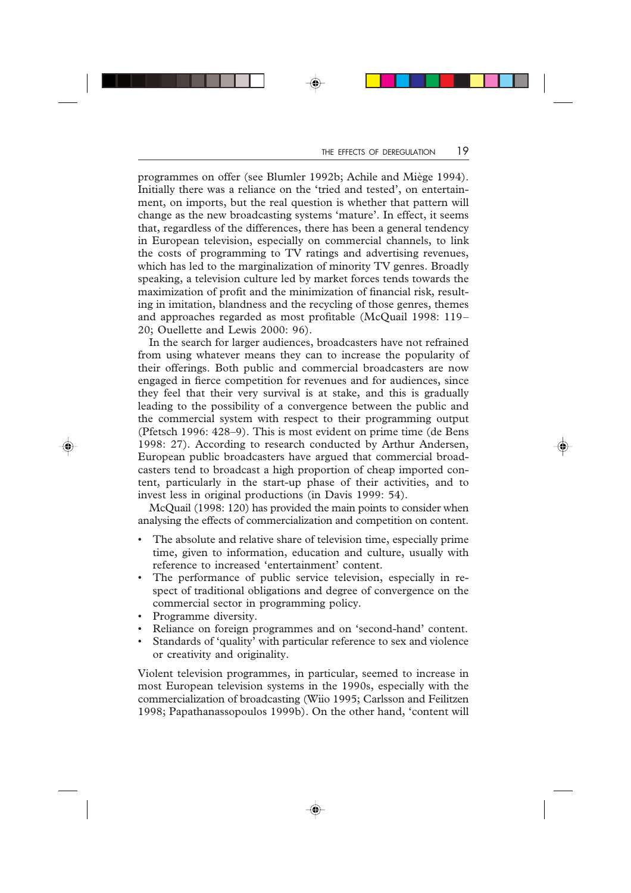programmes on offer (see Blumler 1992b; Achile and Miège 1994). Initially there was a reliance on the 'tried and tested', on entertainment, on imports, but the real question is whether that pattern will change as the new broadcasting systems 'mature'. In effect, it seems that, regardless of the differences, there has been a general tendency in European television, especially on commercial channels, to link the costs of programming to TV ratings and advertising revenues, which has led to the marginalization of minority TV genres. Broadly speaking, a television culture led by market forces tends towards the maximization of profit and the minimization of financial risk, resulting in imitation, blandness and the recycling of those genres, themes and approaches regarded as most profitable (McQuail 1998: 119–20; Ouellette and Lewis 2000: 96).

In the search for larger audiences, broadcasters have not refrained from using whatever means they can to increase the popularity of their offerings. Both public and commercial broadcasters are now engaged in fierce competition for revenues and for audiences, since they feel that their very survival is at stake, and this is gradually leading to the possibility of a convergence between the public and the commercial system with respect to their programming output (Pfetsch 1996: 428–9). This is most evident on prime time (de Bens 1998: 27). According to research conducted by Arthur Andersen, European public broadcasters have argued that commercial broadcasters tend to broadcast a high proportion of cheap imported content, particularly in the start-up phase of their activities, and to invest less in original productions (in Davis 1999: 54).

McQuail (1998: 120) has provided the main points to consider when analysing the effects of commercialization and competition on content.

- The absolute and relative share of television time, especially prime time, given to information, education and culture, usually with reference to increased 'entertainment' content.
- The performance of public service television, especially in respect of traditional obligations and degree of convergence on the commercial sector in programming policy.
- Programme diversity.
- Reliance on foreign programmes and on 'second-hand' content.
- Standards of 'quality' with particular reference to sex and violence or creativity and originality.

Violent television programmes, in particular, seemed to increase in most European television systems in the 1990s, especially with the commercialization of broadcasting (Wiio 1995; Carlsson and Feilitzen 1998; Papathanassopoulos 1999b). On the other hand, 'content will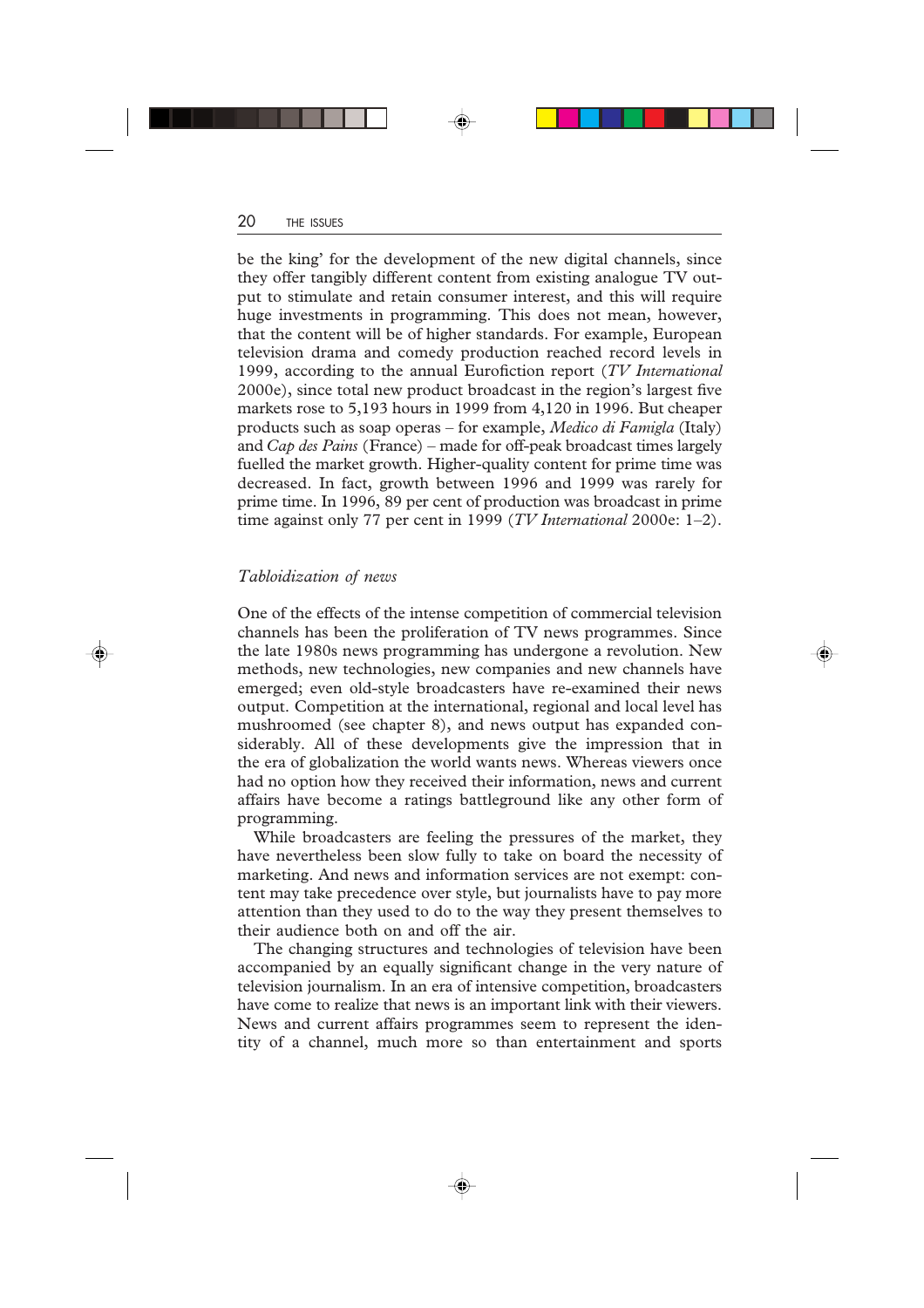be the king' for the development of the new digital channels, since they offer tangibly different content from existing analogue TV output to stimulate and retain consumer interest, and this will require huge investments in programming. This does not mean, however, that the content will be of higher standards. For example, European television drama and comedy production reached record levels in 1999, according to the annual Eurofiction report (*TV International* 2000e), since total new product broadcast in the region's largest five markets rose to 5,193 hours in 1999 from 4,120 in 1996. But cheaper products such as soap operas – for example, *Medico di Famigla* (Italy) and *Cap des Pains* (France) – made for off-peak broadcast times largely fuelled the market growth. Higher-quality content for prime time was decreased. In fact, growth between 1996 and 1999 was rarely for prime time. In 1996, 89 per cent of production was broadcast in prime time against only 77 per cent in 1999 (*TV International* 2000e: 1–2).

### *Tabloidization of news*

One of the effects of the intense competition of commercial television channels has been the proliferation of TV news programmes. Since the late 1980s news programming has undergone a revolution. New methods, new technologies, new companies and new channels have emerged; even old-style broadcasters have re-examined their news output. Competition at the international, regional and local level has mushroomed (see chapter 8), and news output has expanded considerably. All of these developments give the impression that in the era of globalization the world wants news. Whereas viewers once had no option how they received their information, news and current affairs have become a ratings battleground like any other form of programming.

While broadcasters are feeling the pressures of the market, they have nevertheless been slow fully to take on board the necessity of marketing. And news and information services are not exempt: content may take precedence over style, but journalists have to pay more attention than they used to do to the way they present themselves to their audience both on and off the air.

The changing structures and technologies of television have been accompanied by an equally significant change in the very nature of television journalism. In an era of intensive competition, broadcasters have come to realize that news is an important link with their viewers. News and current affairs programmes seem to represent the identity of a channel, much more so than entertainment and sports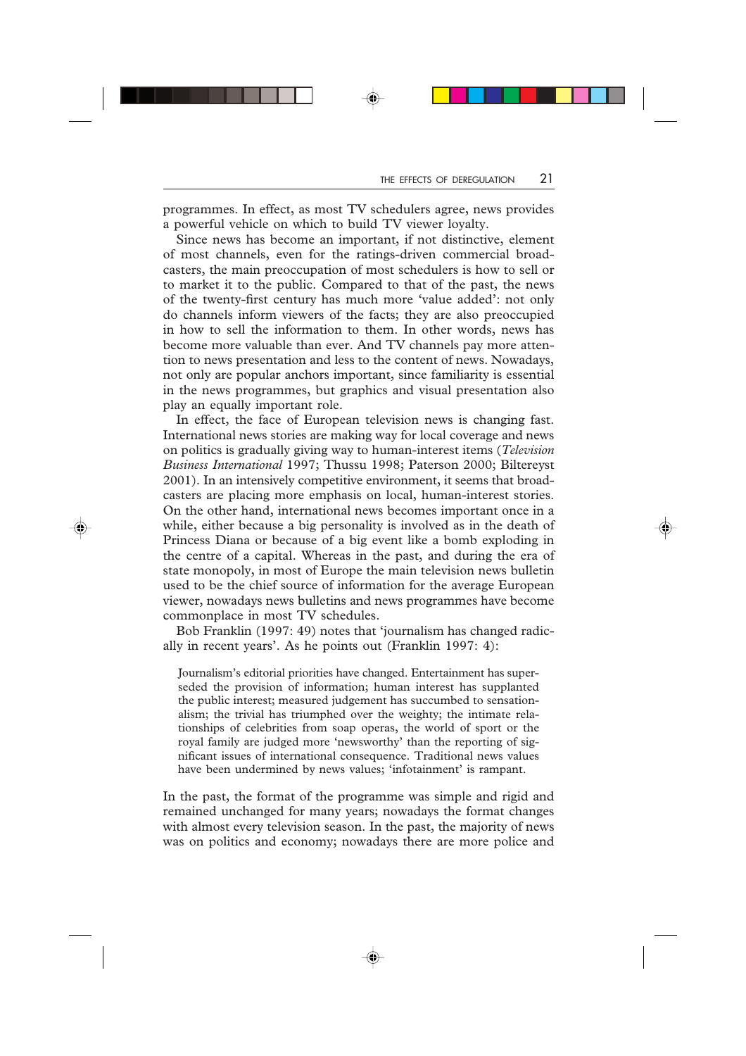programmes. In effect, as most TV schedulers agree, news provides a powerful vehicle on which to build TV viewer loyalty.

Since news has become an important, if not distinctive, element of most channels, even for the ratings-driven commercial broadcasters, the main preoccupation of most schedulers is how to sell or to market it to the public. Compared to that of the past, the news of the twenty-first century has much more 'value added': not only do channels inform viewers of the facts; they are also preoccupied in how to sell the information to them. In other words, news has become more valuable than ever. And TV channels pay more attention to news presentation and less to the content of news. Nowadays, not only are popular anchors important, since familiarity is essential in the news programmes, but graphics and visual presentation also play an equally important role.

In effect, the face of European television news is changing fast. International news stories are making way for local coverage and news on politics is gradually giving way to human-interest items (*Television Business International* 1997; Thussu 1998; Paterson 2000; Biltereyst 2001). In an intensively competitive environment, it seems that broadcasters are placing more emphasis on local, human-interest stories. On the other hand, international news becomes important once in a while, either because a big personality is involved as in the death of Princess Diana or because of a big event like a bomb exploding in the centre of a capital. Whereas in the past, and during the era of state monopoly, in most of Europe the main television news bulletin used to be the chief source of information for the average European viewer, nowadays news bulletins and news programmes have become commonplace in most TV schedules.

Bob Franklin (1997: 49) notes that 'journalism has changed radically in recent years'. As he points out (Franklin 1997: 4):

> Journalism's editorial priorities have changed. Entertainment has superseded the provision of information; human interest has supplanted the public interest; measured judgement has succumbed to sensationalism; the trivial has triumphed over the weighty; the intimate relationships of celebrities from soap operas, the world of sport or the royal family are judged more 'newsworthy' than the reporting of significant issues of international consequence. Traditional news values have been undermined by news values; 'infotainment' is rampant.

In the past, the format of the programme was simple and rigid and remained unchanged for many years; nowadays the format changes with almost every television season. In the past, the majority of news was on politics and economy; nowadays there are more police and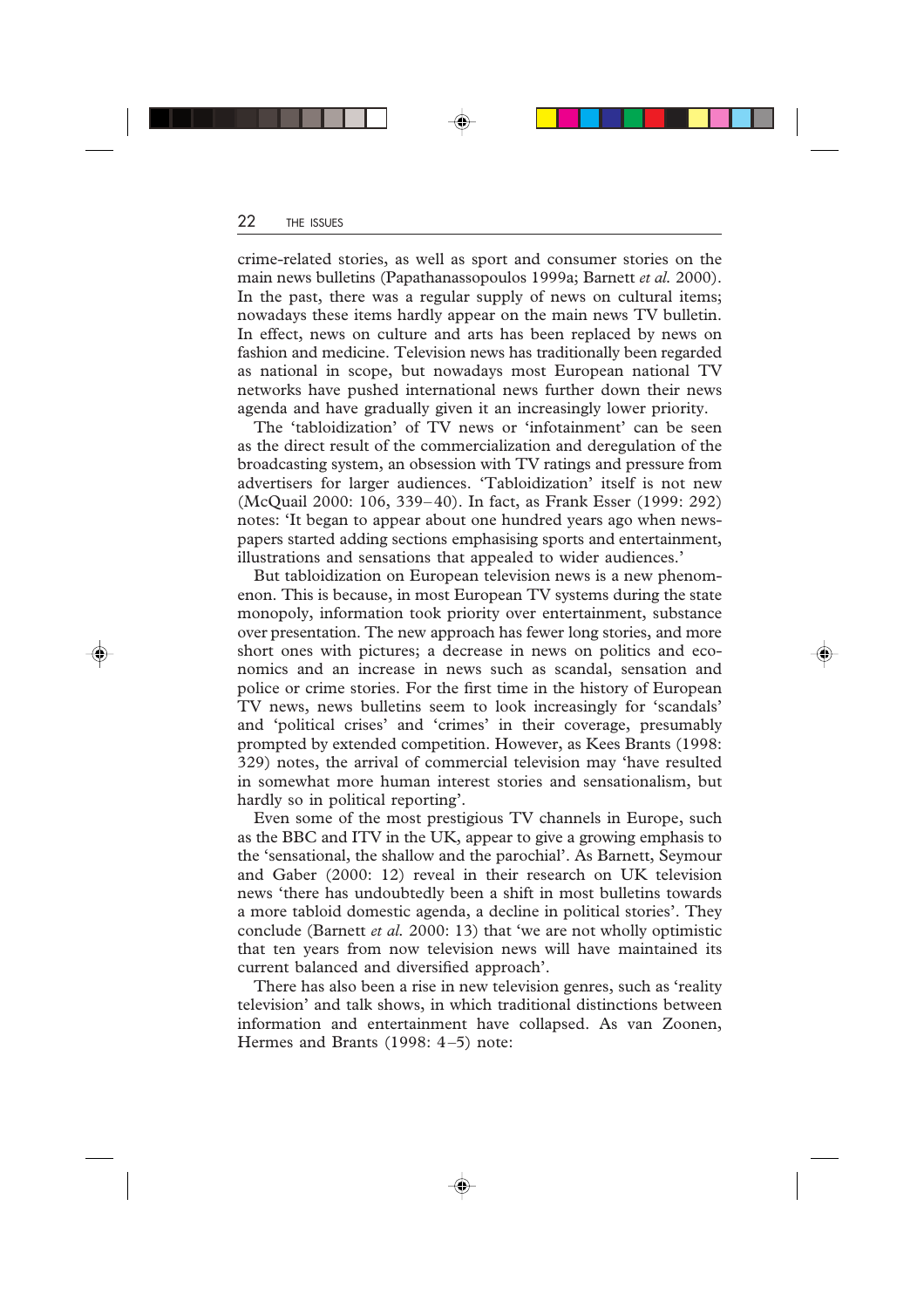crime-related stories, as well as sport and consumer stories on the main news bulletins (Papathanassopoulos 1999a; Barnett *et al.* 2000). In the past, there was a regular supply of news on cultural items; nowadays these items hardly appear on the main news TV bulletin. In effect, news on culture and arts has been replaced by news on fashion and medicine. Television news has traditionally been regarded as national in scope, but nowadays most European national TV networks have pushed international news further down their news agenda and have gradually given it an increasingly lower priority.

The 'tabloidization' of TV news or 'infotainment' can be seen as the direct result of the commercialization and deregulation of the broadcasting system, an obsession with TV ratings and pressure from advertisers for larger audiences. 'Tabloidization' itself is not new (McQuail 2000: 106, 339–40). In fact, as Frank Esser (1999: 292) notes: 'It began to appear about one hundred years ago when newspapers started adding sections emphasising sports and entertainment, illustrations and sensations that appealed to wider audiences.'

But tabloidization on European television news is a new phenomenon. This is because, in most European TV systems during the state monopoly, information took priority over entertainment, substance over presentation. The new approach has fewer long stories, and more short ones with pictures; a decrease in news on politics and economics and an increase in news such as scandal, sensation and police or crime stories. For the first time in the history of European TV news, news bulletins seem to look increasingly for 'scandals' and 'political crises' and 'crimes' in their coverage, presumably prompted by extended competition. However, as Kees Brants (1998: 329) notes, the arrival of commercial television may 'have resulted in somewhat more human interest stories and sensationalism, but hardly so in political reporting'.

Even some of the most prestigious TV channels in Europe, such as the BBC and ITV in the UK, appear to give a growing emphasis to the 'sensational, the shallow and the parochial'. As Barnett, Seymour and Gaber (2000: 12) reveal in their research on UK television news 'there has undoubtedly been a shift in most bulletins towards a more tabloid domestic agenda, a decline in political stories'. They conclude (Barnett *et al.* 2000: 13) that 'we are not wholly optimistic that ten years from now television news will have maintained its current balanced and diversified approach'.

There has also been a rise in new television genres, such as 'reality television' and talk shows, in which traditional distinctions between information and entertainment have collapsed. As van Zoonen, Hermes and Brants (1998: 4–5) note: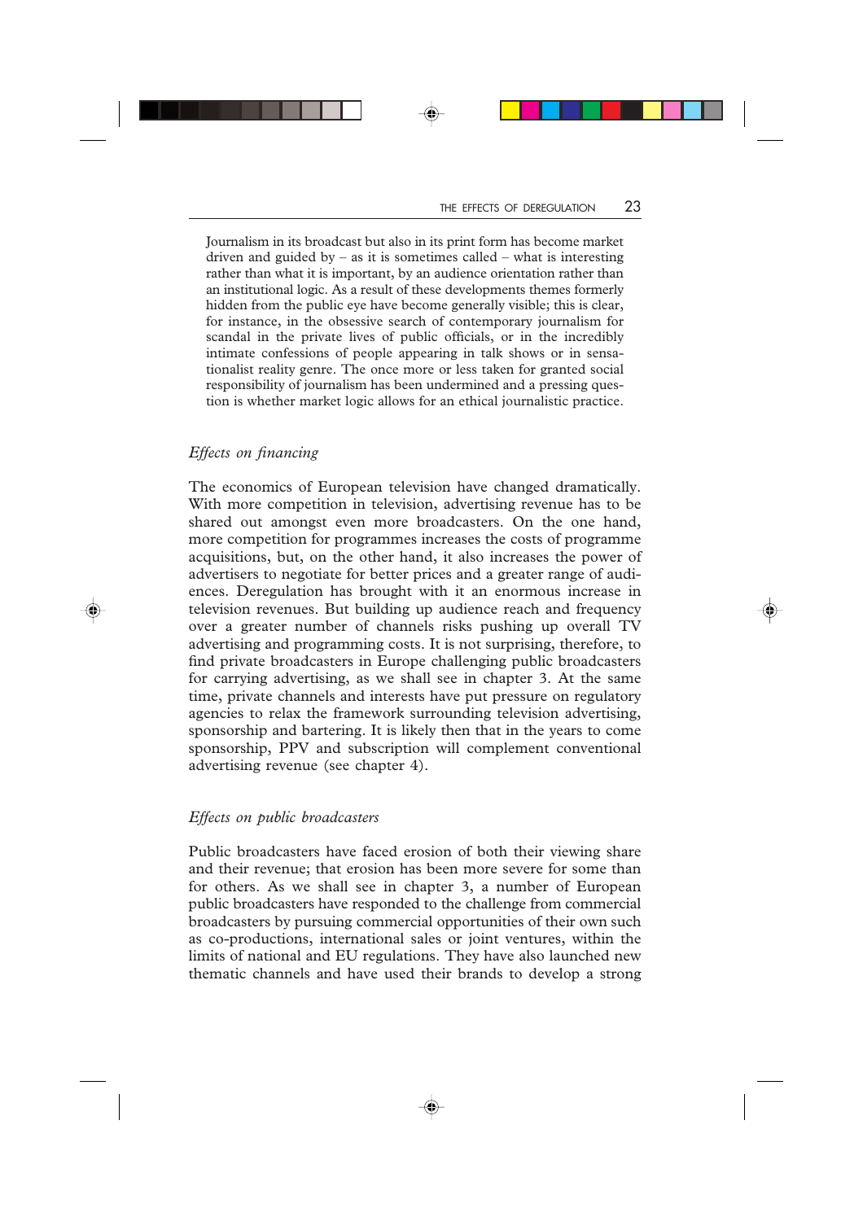> Journalism in its broadcast but also in its print form has become market driven and guided by – as it is sometimes called – what is interesting rather than what it is important, by an audience orientation rather than an institutional logic. As a result of these developments themes formerly hidden from the public eye have become generally visible; this is clear, for instance, in the obsessive search of contemporary journalism for scandal in the private lives of public officials, or in the incredibly intimate confessions of people appearing in talk shows or in sensationalist reality genre. The once more or less taken for granted social responsibility of journalism has been undermined and a pressing question is whether market logic allows for an ethical journalistic practice.

### *Effects on financing*

The economics of European television have changed dramatically. With more competition in television, advertising revenue has to be shared out amongst even more broadcasters. On the one hand, more competition for programmes increases the costs of programme acquisitions, but, on the other hand, it also increases the power of advertisers to negotiate for better prices and a greater range of audiences. Deregulation has brought with it an enormous increase in television revenues. But building up audience reach and frequency over a greater number of channels risks pushing up overall TV advertising and programming costs. It is not surprising, therefore, to find private broadcasters in Europe challenging public broadcasters for carrying advertising, as we shall see in chapter 3. At the same time, private channels and interests have put pressure on regulatory agencies to relax the framework surrounding television advertising, sponsorship and bartering. It is likely then that in the years to come sponsorship, PPV and subscription will complement conventional advertising revenue (see chapter 4).

### *Effects on public broadcasters*

Public broadcasters have faced erosion of both their viewing share and their revenue; that erosion has been more severe for some than for others. As we shall see in chapter 3, a number of European public broadcasters have responded to the challenge from commercial broadcasters by pursuing commercial opportunities of their own such as co-productions, international sales or joint ventures, within the limits of national and EU regulations. They have also launched new thematic channels and have used their brands to develop a strong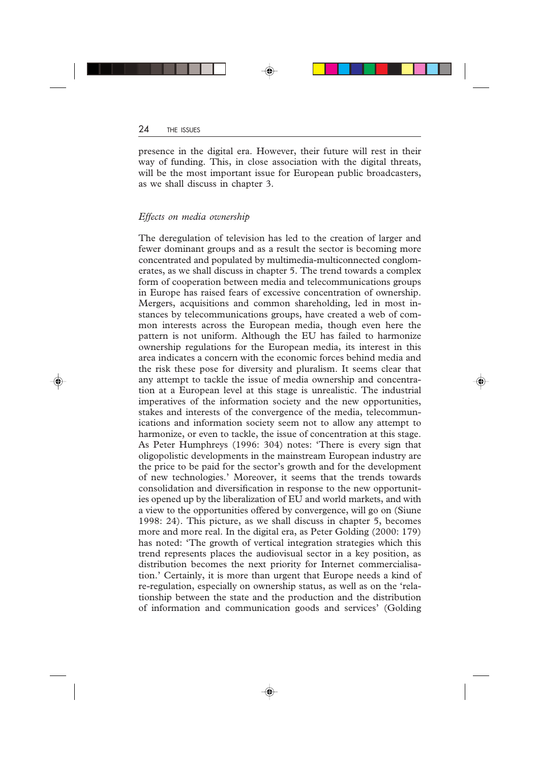presence in the digital era. However, their future will rest in their way of funding. This, in close association with the digital threats, will be the most important issue for European public broadcasters, as we shall discuss in chapter 3.

### *Effects on media ownership*

The deregulation of television has led to the creation of larger and fewer dominant groups and as a result the sector is becoming more concentrated and populated by multimedia-multiconnected conglomerates, as we shall discuss in chapter 5. The trend towards a complex form of cooperation between media and telecommunications groups in Europe has raised fears of excessive concentration of ownership. Mergers, acquisitions and common shareholding, led in most instances by telecommunications groups, have created a web of common interests across the European media, though even here the pattern is not uniform. Although the EU has failed to harmonize ownership regulations for the European media, its interest in this area indicates a concern with the economic forces behind media and the risk these pose for diversity and pluralism. It seems clear that any attempt to tackle the issue of media ownership and concentration at a European level at this stage is unrealistic. The industrial imperatives of the information society and the new opportunities, stakes and interests of the convergence of the media, telecommunications and information society seem not to allow any attempt to harmonize, or even to tackle, the issue of concentration at this stage. As Peter Humphreys (1996: 304) notes: 'There is every sign that oligopolistic developments in the mainstream European industry are the price to be paid for the sector's growth and for the development of new technologies.' Moreover, it seems that the trends towards consolidation and diversification in response to the new opportunities opened up by the liberalization of EU and world markets, and with a view to the opportunities offered by convergence, will go on (Siune 1998: 24). This picture, as we shall discuss in chapter 5, becomes more and more real. In the digital era, as Peter Golding (2000: 179) has noted: 'The growth of vertical integration strategies which this trend represents places the audiovisual sector in a key position, as distribution becomes the next priority for Internet commercialisation.' Certainly, it is more than urgent that Europe needs a kind of re-regulation, especially on ownership status, as well as on the 'relationship between the state and the production and the distribution of information and communication goods and services' (Golding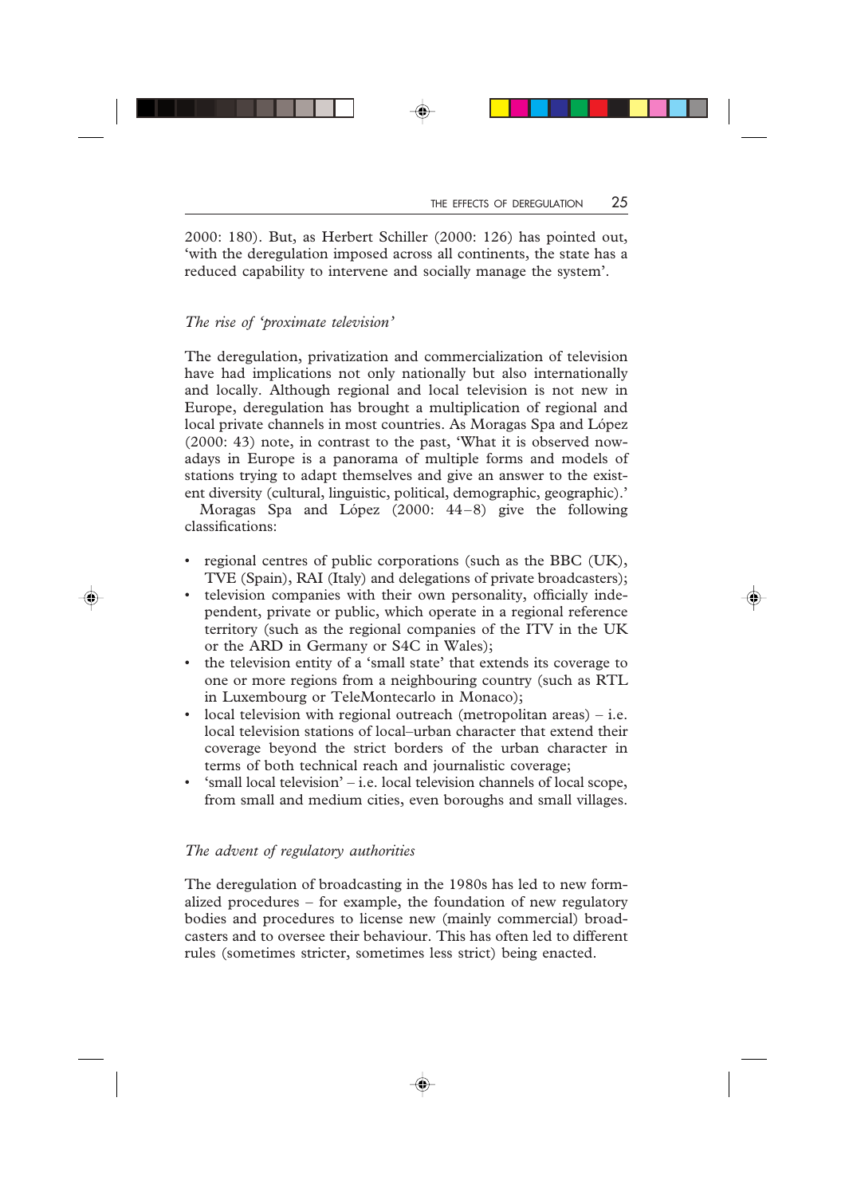2000: 180). But, as Herbert Schiller (2000: 126) has pointed out, 'with the deregulation imposed across all continents, the state has a reduced capability to intervene and socially manage the system'.

### *The rise of 'proximate television'*

The deregulation, privatization and commercialization of television have had implications not only nationally but also internationally and locally. Although regional and local television is not new in Europe, deregulation has brought a multiplication of regional and local private channels in most countries. As Moragas Spa and López (2000: 43) note, in contrast to the past, 'What it is observed nowadays in Europe is a panorama of multiple forms and models of stations trying to adapt themselves and give an answer to the existent diversity (cultural, linguistic, political, demographic, geographic).'

Moragas Spa and López (2000: 44–8) give the following classifications:

- regional centres of public corporations (such as the BBC (UK), TVE (Spain), RAI (Italy) and delegations of private broadcasters);
- television companies with their own personality, officially independent, private or public, which operate in a regional reference territory (such as the regional companies of the ITV in the UK or the ARD in Germany or S4C in Wales);
- the television entity of a 'small state' that extends its coverage to one or more regions from a neighbouring country (such as RTL in Luxembourg or TeleMontecarlo in Monaco);
- local television with regional outreach (metropolitan areas) – i.e. local television stations of local–urban character that extend their coverage beyond the strict borders of the urban character in terms of both technical reach and journalistic coverage;
- 'small local television' – i.e. local television channels of local scope, from small and medium cities, even boroughs and small villages.

### *The advent of regulatory authorities*

The deregulation of broadcasting in the 1980s has led to new formalized procedures – for example, the foundation of new regulatory bodies and procedures to license new (mainly commercial) broadcasters and to oversee their behaviour. This has often led to different rules (sometimes stricter, sometimes less strict) being enacted.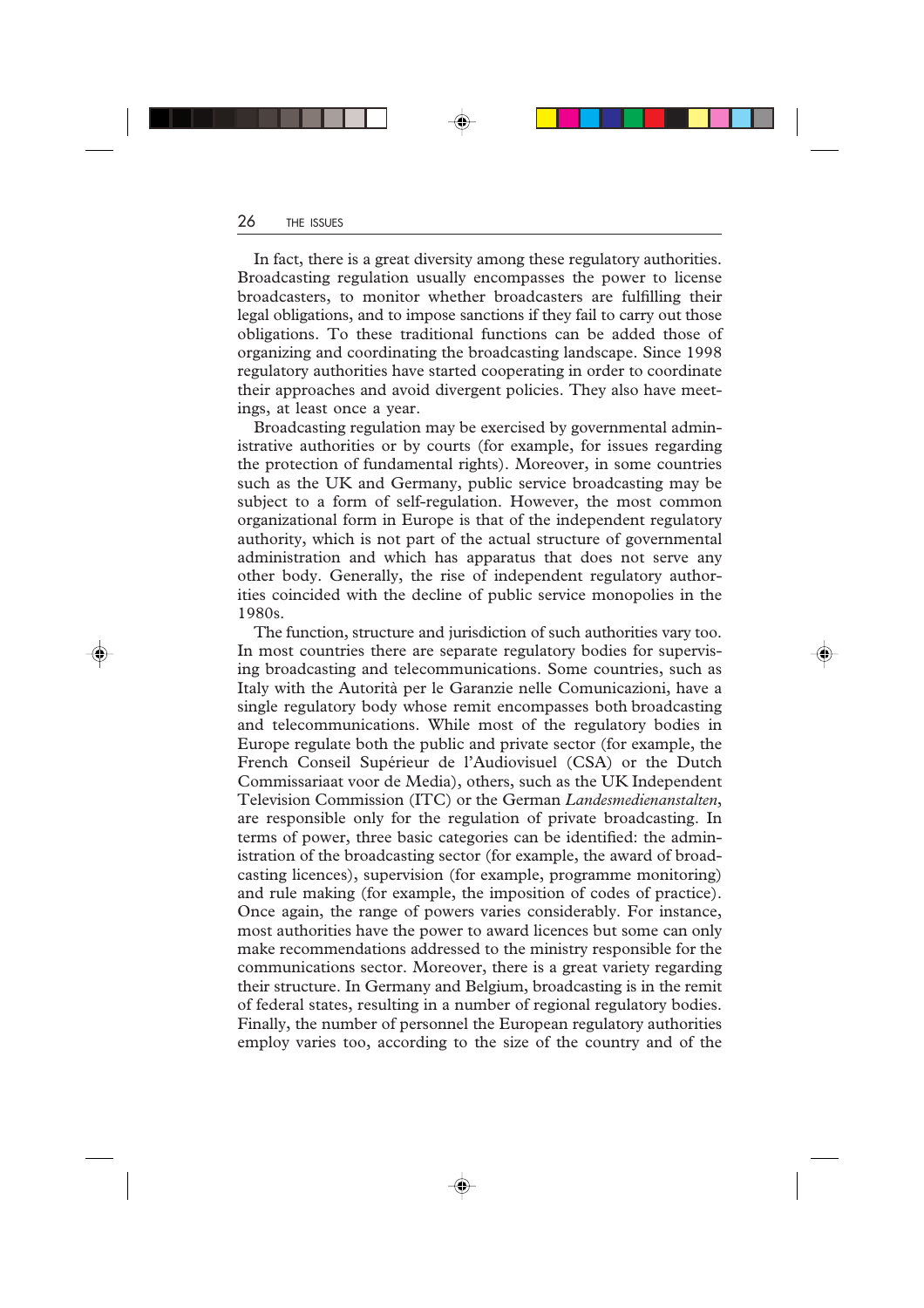In fact, there is a great diversity among these regulatory authorities. Broadcasting regulation usually encompasses the power to license broadcasters, to monitor whether broadcasters are fulfilling their legal obligations, and to impose sanctions if they fail to carry out those obligations. To these traditional functions can be added those of organizing and coordinating the broadcasting landscape. Since 1998 regulatory authorities have started cooperating in order to coordinate their approaches and avoid divergent policies. They also have meetings, at least once a year.

Broadcasting regulation may be exercised by governmental administrative authorities or by courts (for example, for issues regarding the protection of fundamental rights). Moreover, in some countries such as the UK and Germany, public service broadcasting may be subject to a form of self-regulation. However, the most common organizational form in Europe is that of the independent regulatory authority, which is not part of the actual structure of governmental administration and which has apparatus that does not serve any other body. Generally, the rise of independent regulatory authorities coincided with the decline of public service monopolies in the 1980s.

The function, structure and jurisdiction of such authorities vary too. In most countries there are separate regulatory bodies for supervising broadcasting and telecommunications. Some countries, such as Italy with the Autorità per le Garanzie nelle Comunicazioni, have a single regulatory body whose remit encompasses both broadcasting and telecommunications. While most of the regulatory bodies in Europe regulate both the public and private sector (for example, the French Conseil Supérieur de l'Audiovisuel (CSA) or the Dutch Commissariaat voor de Media), others, such as the UK Independent Television Commission (ITC) or the German *Landesmedienanstalten*, are responsible only for the regulation of private broadcasting. In terms of power, three basic categories can be identified: the administration of the broadcasting sector (for example, the award of broadcasting licences), supervision (for example, programme monitoring) and rule making (for example, the imposition of codes of practice). Once again, the range of powers varies considerably. For instance, most authorities have the power to award licences but some can only make recommendations addressed to the ministry responsible for the communications sector. Moreover, there is a great variety regarding their structure. In Germany and Belgium, broadcasting is in the remit of federal states, resulting in a number of regional regulatory bodies. Finally, the number of personnel the European regulatory authorities employ varies too, according to the size of the country and of the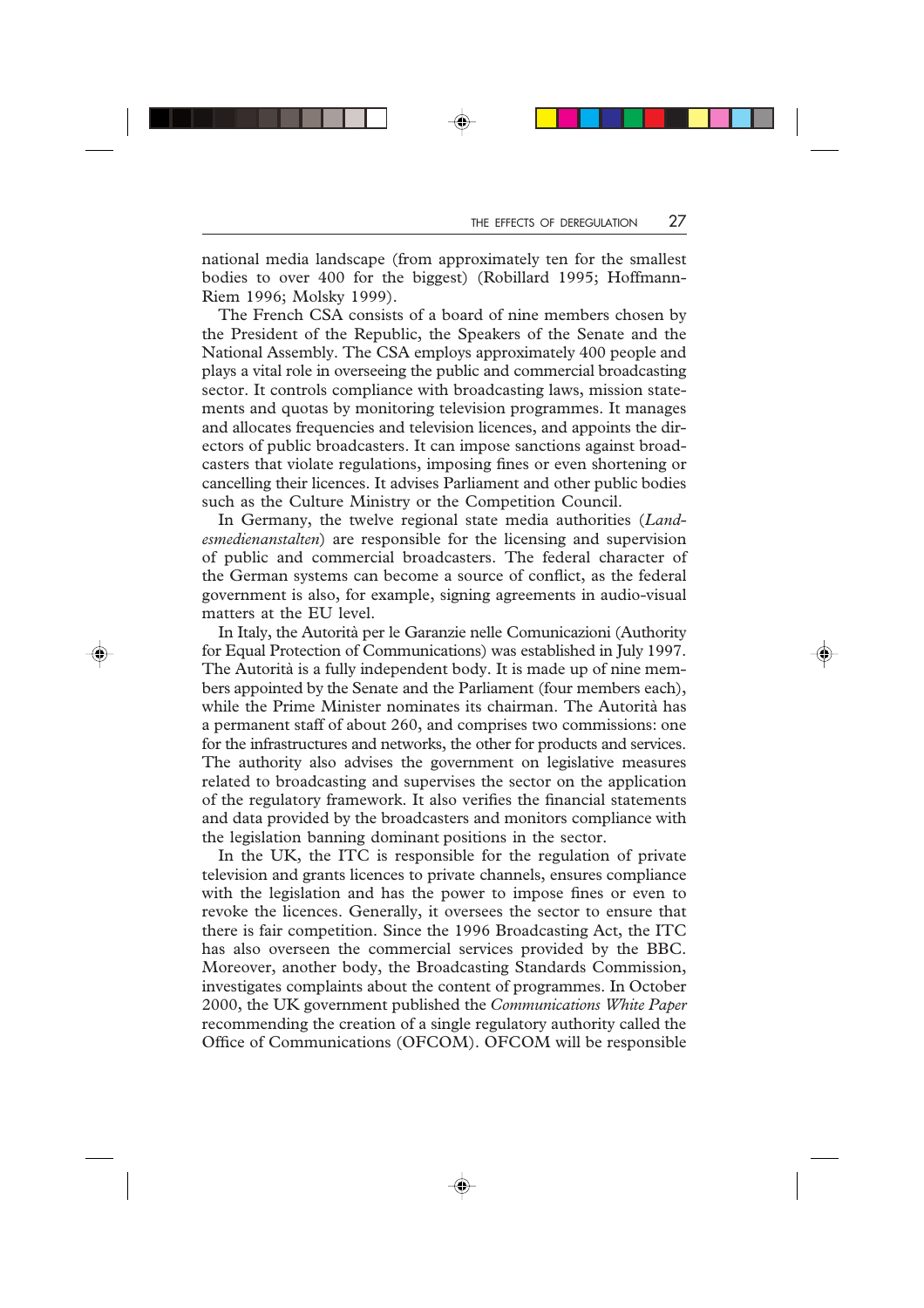national media landscape (from approximately ten for the smallest bodies to over 400 for the biggest) (Robillard 1995; Hoffmann-Riem 1996; Molsky 1999).

The French CSA consists of a board of nine members chosen by the President of the Republic, the Speakers of the Senate and the National Assembly. The CSA employs approximately 400 people and plays a vital role in overseeing the public and commercial broadcasting sector. It controls compliance with broadcasting laws, mission statements and quotas by monitoring television programmes. It manages and allocates frequencies and television licences, and appoints the directors of public broadcasters. It can impose sanctions against broadcasters that violate regulations, imposing fines or even shortening or cancelling their licences. It advises Parliament and other public bodies such as the Culture Ministry or the Competition Council.

In Germany, the twelve regional state media authorities (*Landesmedienanstalten*) are responsible for the licensing and supervision of public and commercial broadcasters. The federal character of the German systems can become a source of conflict, as the federal government is also, for example, signing agreements in audio-visual matters at the EU level.

In Italy, the Autorità per le Garanzie nelle Comunicazioni (Authority for Equal Protection of Communications) was established in July 1997. The Autorità is a fully independent body. It is made up of nine members appointed by the Senate and the Parliament (four members each), while the Prime Minister nominates its chairman. The Autorità has a permanent staff of about 260, and comprises two commissions: one for the infrastructures and networks, the other for products and services. The authority also advises the government on legislative measures related to broadcasting and supervises the sector on the application of the regulatory framework. It also verifies the financial statements and data provided by the broadcasters and monitors compliance with the legislation banning dominant positions in the sector.

In the UK, the ITC is responsible for the regulation of private television and grants licences to private channels, ensures compliance with the legislation and has the power to impose fines or even to revoke the licences. Generally, it oversees the sector to ensure that there is fair competition. Since the 1996 Broadcasting Act, the ITC has also overseen the commercial services provided by the BBC. Moreover, another body, the Broadcasting Standards Commission, investigates complaints about the content of programmes. In October 2000, the UK government published the *Communications White Paper* recommending the creation of a single regulatory authority called the Office of Communications (OFCOM). OFCOM will be responsible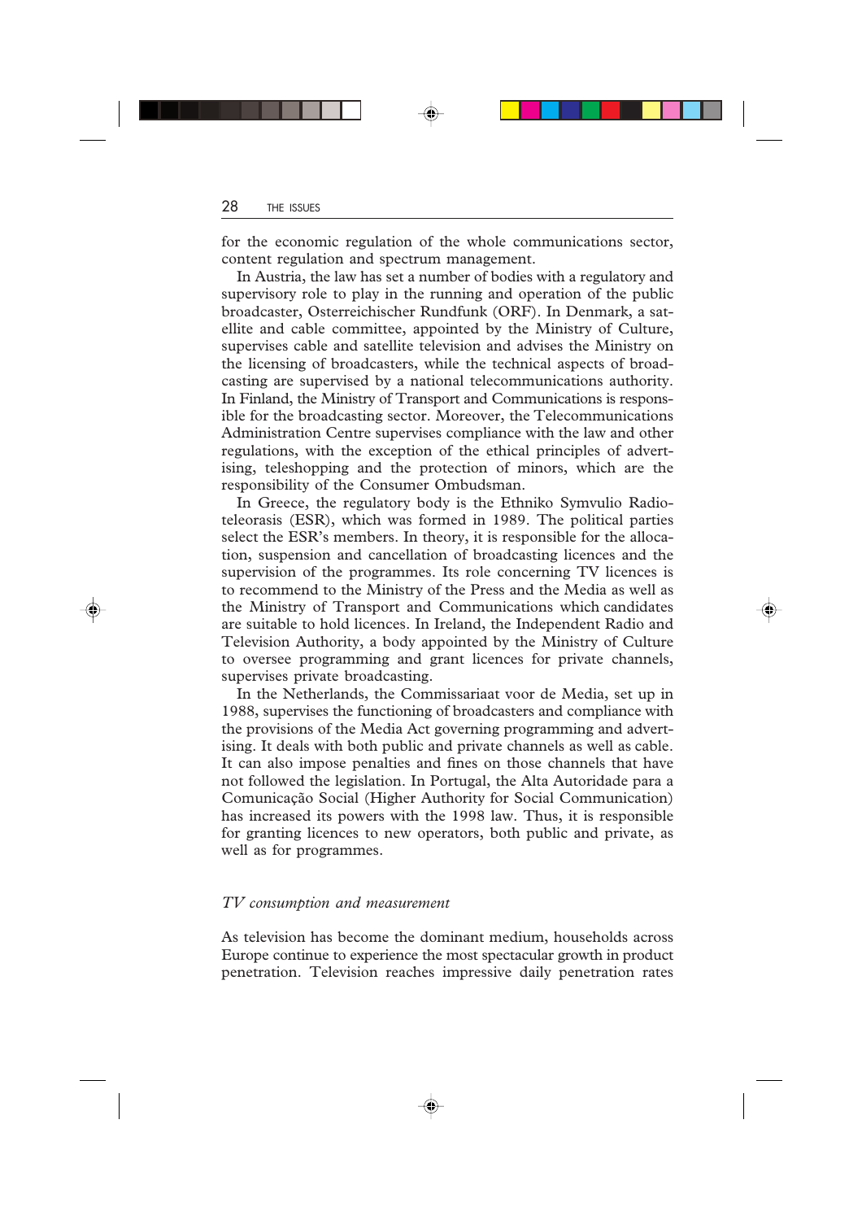for the economic regulation of the whole communications sector, content regulation and spectrum management.

In Austria, the law has set a number of bodies with a regulatory and supervisory role to play in the running and operation of the public broadcaster, Osterreichischer Rundfunk (ORF). In Denmark, a satellite and cable committee, appointed by the Ministry of Culture, supervises cable and satellite television and advises the Ministry on the licensing of broadcasters, while the technical aspects of broadcasting are supervised by a national telecommunications authority. In Finland, the Ministry of Transport and Communications is responsible for the broadcasting sector. Moreover, the Telecommunications Administration Centre supervises compliance with the law and other regulations, with the exception of the ethical principles of advertising, teleshopping and the protection of minors, which are the responsibility of the Consumer Ombudsman.

In Greece, the regulatory body is the Ethniko Symvulio Radioteleorasis (ESR), which was formed in 1989. The political parties select the ESR's members. In theory, it is responsible for the allocation, suspension and cancellation of broadcasting licences and the supervision of the programmes. Its role concerning TV licences is to recommend to the Ministry of the Press and the Media as well as the Ministry of Transport and Communications which candidates are suitable to hold licences. In Ireland, the Independent Radio and Television Authority, a body appointed by the Ministry of Culture to oversee programming and grant licences for private channels, supervises private broadcasting.

In the Netherlands, the Commissariaat voor de Media, set up in 1988, supervises the functioning of broadcasters and compliance with the provisions of the Media Act governing programming and advertising. It deals with both public and private channels as well as cable. It can also impose penalties and fines on those channels that have not followed the legislation. In Portugal, the Alta Autoridade para a Comunicação Social (Higher Authority for Social Communication) has increased its powers with the 1998 law. Thus, it is responsible for granting licences to new operators, both public and private, as well as for programmes.

### *TV consumption and measurement*

As television has become the dominant medium, households across Europe continue to experience the most spectacular growth in product penetration. Television reaches impressive daily penetration rates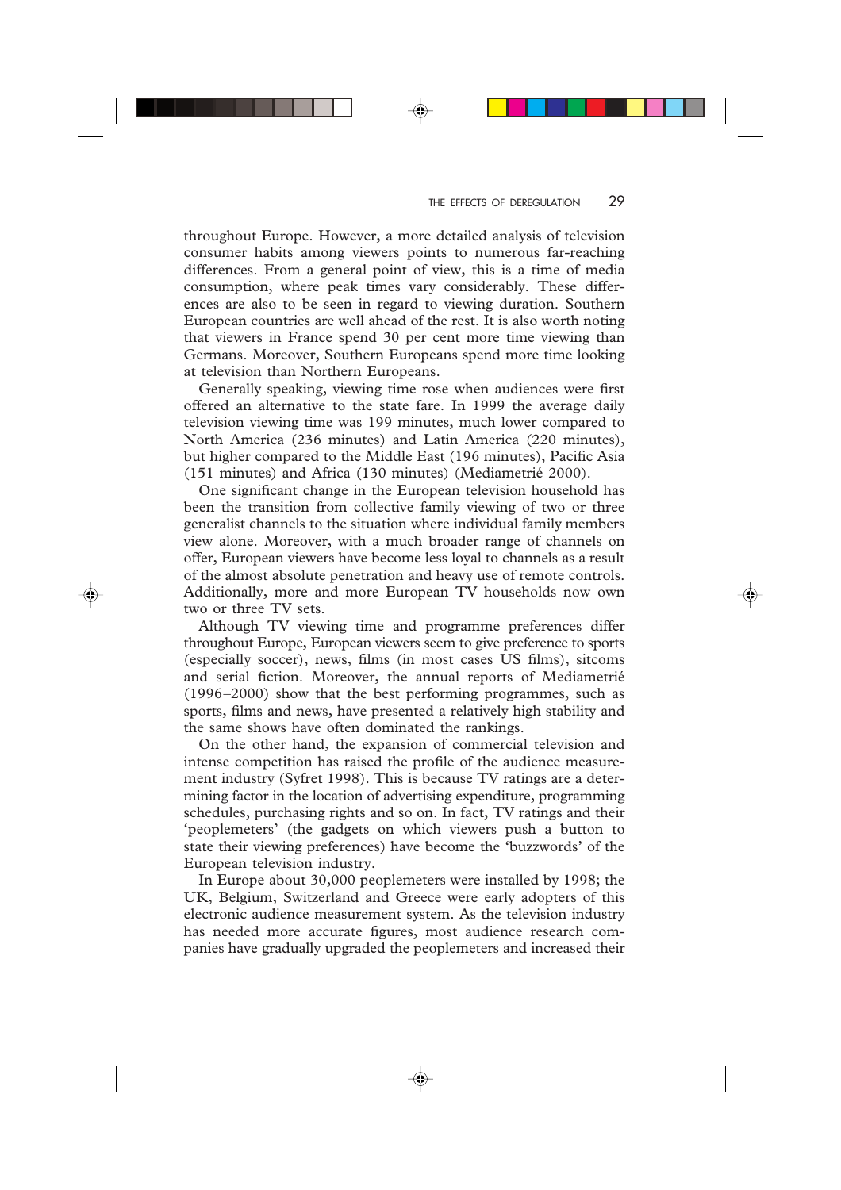throughout Europe. However, a more detailed analysis of television consumer habits among viewers points to numerous far-reaching differences. From a general point of view, this is a time of media consumption, where peak times vary considerably. These differences are also to be seen in regard to viewing duration. Southern European countries are well ahead of the rest. It is also worth noting that viewers in France spend 30 per cent more time viewing than Germans. Moreover, Southern Europeans spend more time looking at television than Northern Europeans.

Generally speaking, viewing time rose when audiences were first offered an alternative to the state fare. In 1999 the average daily television viewing time was 199 minutes, much lower compared to North America (236 minutes) and Latin America (220 minutes), but higher compared to the Middle East (196 minutes), Pacific Asia (151 minutes) and Africa (130 minutes) (Mediametrié 2000).

One significant change in the European television household has been the transition from collective family viewing of two or three generalist channels to the situation where individual family members view alone. Moreover, with a much broader range of channels on offer, European viewers have become less loyal to channels as a result of the almost absolute penetration and heavy use of remote controls. Additionally, more and more European TV households now own two or three TV sets.

Although TV viewing time and programme preferences differ throughout Europe, European viewers seem to give preference to sports (especially soccer), news, films (in most cases US films), sitcoms and serial fiction. Moreover, the annual reports of Mediametrié (1996–2000) show that the best performing programmes, such as sports, films and news, have presented a relatively high stability and the same shows have often dominated the rankings.

On the other hand, the expansion of commercial television and intense competition has raised the profile of the audience measurement industry (Syfret 1998). This is because TV ratings are a determining factor in the location of advertising expenditure, programming schedules, purchasing rights and so on. In fact, TV ratings and their 'peoplemeters' (the gadgets on which viewers push a button to state their viewing preferences) have become the 'buzzwords' of the European television industry.

In Europe about 30,000 peoplemeters were installed by 1998; the UK, Belgium, Switzerland and Greece were early adopters of this electronic audience measurement system. As the television industry has needed more accurate figures, most audience research companies have gradually upgraded the peoplemeters and increased their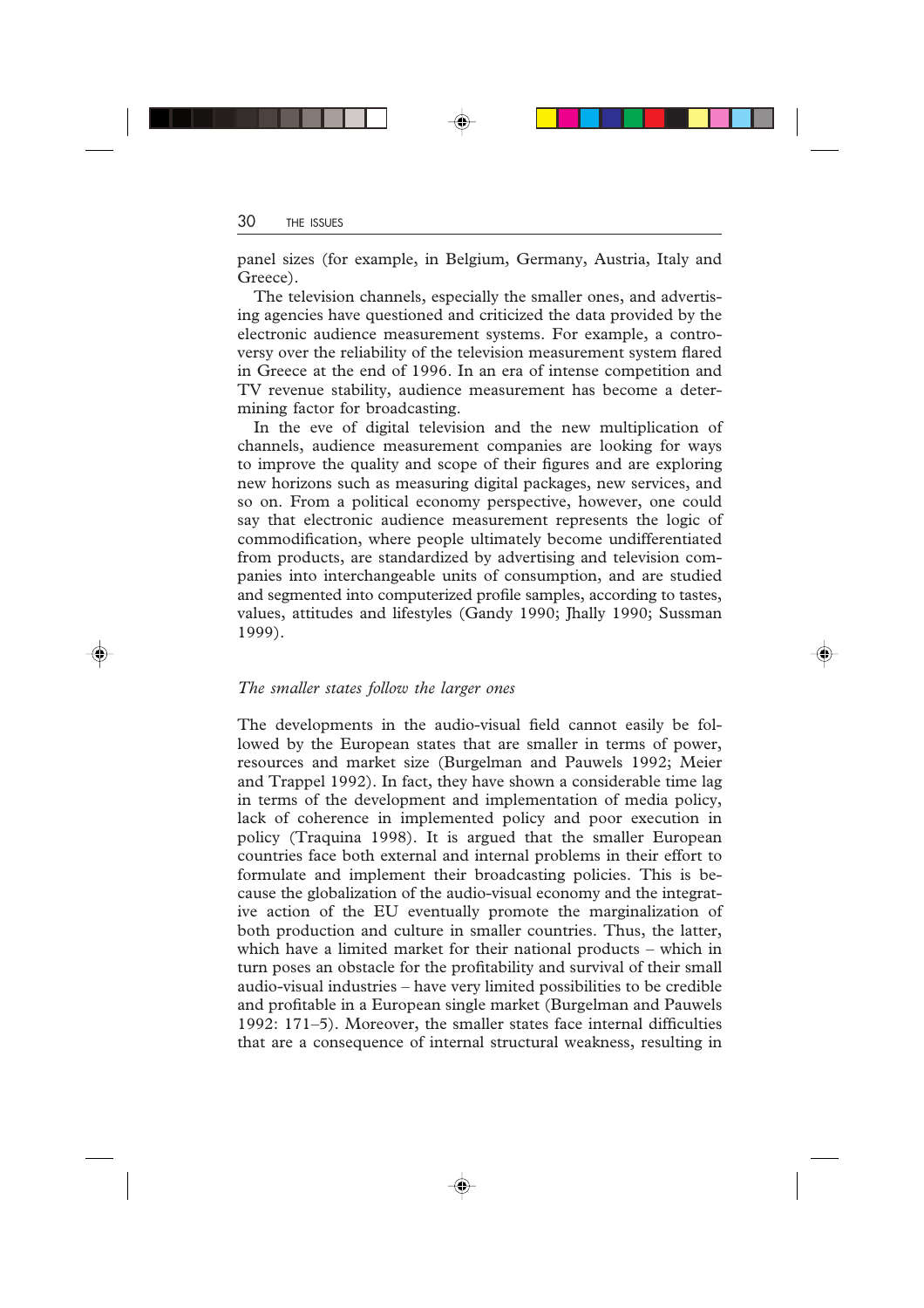panel sizes (for example, in Belgium, Germany, Austria, Italy and Greece).

The television channels, especially the smaller ones, and advertising agencies have questioned and criticized the data provided by the electronic audience measurement systems. For example, a controversy over the reliability of the television measurement system flared in Greece at the end of 1996. In an era of intense competition and TV revenue stability, audience measurement has become a determining factor for broadcasting.

In the eve of digital television and the new multiplication of channels, audience measurement companies are looking for ways to improve the quality and scope of their figures and are exploring new horizons such as measuring digital packages, new services, and so on. From a political economy perspective, however, one could say that electronic audience measurement represents the logic of commodification, where people ultimately become undifferentiated from products, are standardized by advertising and television companies into interchangeable units of consumption, and are studied and segmented into computerized profile samples, according to tastes, values, attitudes and lifestyles (Gandy 1990; Jhally 1990; Sussman 1999).

### *The smaller states follow the larger ones*

The developments in the audio-visual field cannot easily be followed by the European states that are smaller in terms of power, resources and market size (Burgelman and Pauwels 1992; Meier and Trappel 1992). In fact, they have shown a considerable time lag in terms of the development and implementation of media policy, lack of coherence in implemented policy and poor execution in policy (Traquina 1998). It is argued that the smaller European countries face both external and internal problems in their effort to formulate and implement their broadcasting policies. This is because the globalization of the audio-visual economy and the integrative action of the EU eventually promote the marginalization of both production and culture in smaller countries. Thus, the latter, which have a limited market for their national products – which in turn poses an obstacle for the profitability and survival of their small audio-visual industries – have very limited possibilities to be credible and profitable in a European single market (Burgelman and Pauwels 1992: 171–5). Moreover, the smaller states face internal difficulties that are a consequence of internal structural weakness, resulting in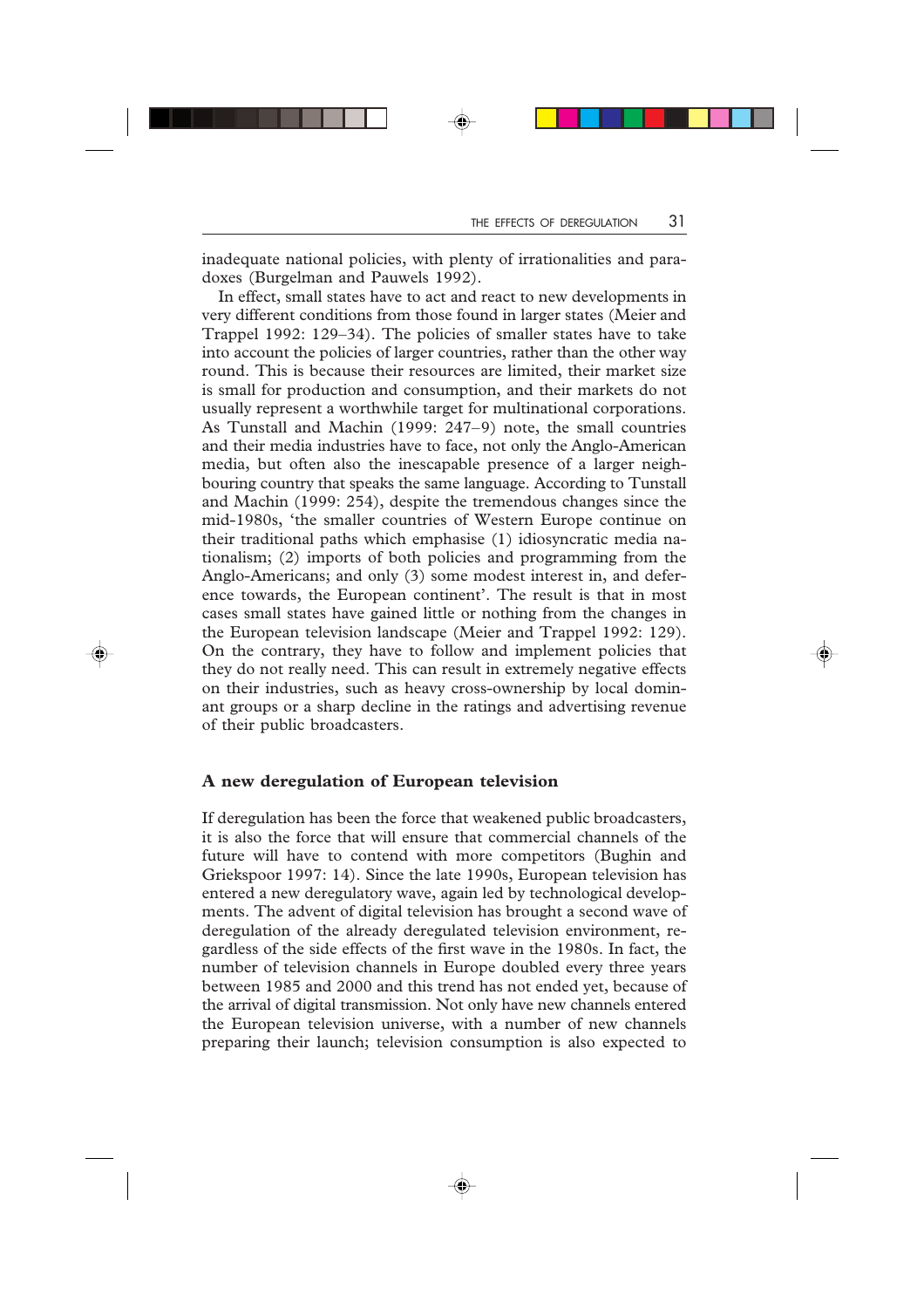inadequate national policies, with plenty of irrationalities and paradoxes (Burgelman and Pauwels 1992).

In effect, small states have to act and react to new developments in very different conditions from those found in larger states (Meier and Trappel 1992: 129–34). The policies of smaller states have to take into account the policies of larger countries, rather than the other way round. This is because their resources are limited, their market size is small for production and consumption, and their markets do not usually represent a worthwhile target for multinational corporations. As Tunstall and Machin (1999: 247–9) note, the small countries and their media industries have to face, not only the Anglo-American media, but often also the inescapable presence of a larger neighbouring country that speaks the same language. According to Tunstall and Machin (1999: 254), despite the tremendous changes since the mid-1980s, 'the smaller countries of Western Europe continue on their traditional paths which emphasise (1) idiosyncratic media nationalism; (2) imports of both policies and programming from the Anglo-Americans; and only (3) some modest interest in, and deference towards, the European continent'. The result is that in most cases small states have gained little or nothing from the changes in the European television landscape (Meier and Trappel 1992: 129). On the contrary, they have to follow and implement policies that they do not really need. This can result in extremely negative effects on their industries, such as heavy cross-ownership by local dominant groups or a sharp decline in the ratings and advertising revenue of their public broadcasters.

## A new deregulation of European television

If deregulation has been the force that weakened public broadcasters, it is also the force that will ensure that commercial channels of the future will have to contend with more competitors (Bughin and Griekspoor 1997: 14). Since the late 1990s, European television has entered a new deregulatory wave, again led by technological developments. The advent of digital television has brought a second wave of deregulation of the already deregulated television environment, regardless of the side effects of the first wave in the 1980s. In fact, the number of television channels in Europe doubled every three years between 1985 and 2000 and this trend has not ended yet, because of the arrival of digital transmission. Not only have new channels entered the European television universe, with a number of new channels preparing their launch; television consumption is also expected to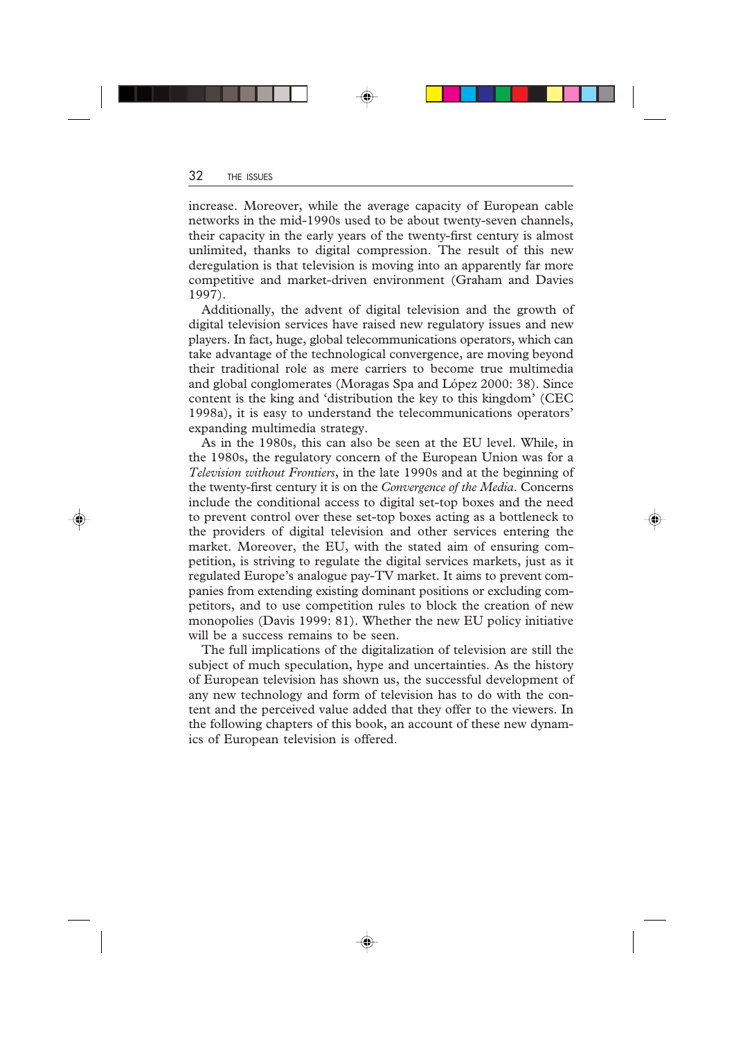increase. Moreover, while the average capacity of European cable networks in the mid-1990s used to be about twenty-seven channels, their capacity in the early years of the twenty-first century is almost unlimited, thanks to digital compression. The result of this new deregulation is that television is moving into an apparently far more competitive and market-driven environment (Graham and Davies 1997).

Additionally, the advent of digital television and the growth of digital television services have raised new regulatory issues and new players. In fact, huge, global telecommunications operators, which can take advantage of the technological convergence, are moving beyond their traditional role as mere carriers to become true multimedia and global conglomerates (Moragas Spa and López 2000: 38). Since content is the king and 'distribution the key to this kingdom' (CEC 1998a), it is easy to understand the telecommunications operators' expanding multimedia strategy.

As in the 1980s, this can also be seen at the EU level. While, in the 1980s, the regulatory concern of the European Union was for a *Television without Frontiers*, in the late 1990s and at the beginning of the twenty-first century it is on the *Convergence of the Media*. Concerns include the conditional access to digital set-top boxes and the need to prevent control over these set-top boxes acting as a bottleneck to the providers of digital television and other services entering the market. Moreover, the EU, with the stated aim of ensuring competition, is striving to regulate the digital services markets, just as it regulated Europe's analogue pay-TV market. It aims to prevent companies from extending existing dominant positions or excluding competitors, and to use competition rules to block the creation of new monopolies (Davis 1999: 81). Whether the new EU policy initiative will be a success remains to be seen.

The full implications of the digitalization of television are still the subject of much speculation, hype and uncertainties. As the history of European television has shown us, the successful development of any new technology and form of television has to do with the content and the perceived value added that they offer to the viewers. In the following chapters of this book, an account of these new dynamics of European television is offered.